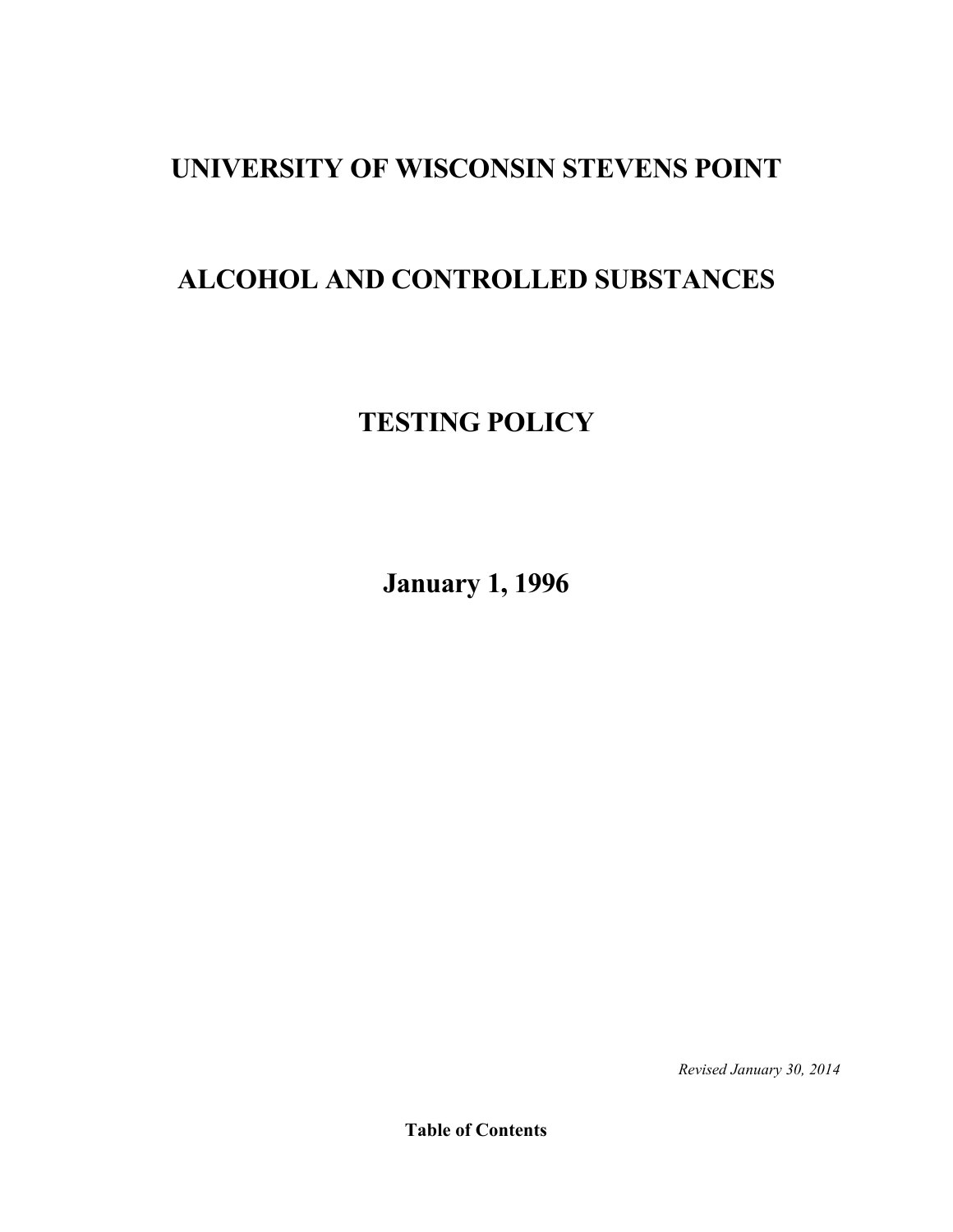# UNIVERSITY OF WISCONSIN STEVENS POINT

# ALCOHOL AND CONTROLLED SUBSTANCES

# TESTING POLICY

## January 1, 1996

*Revised January 30, 2014*

**Table of Contents**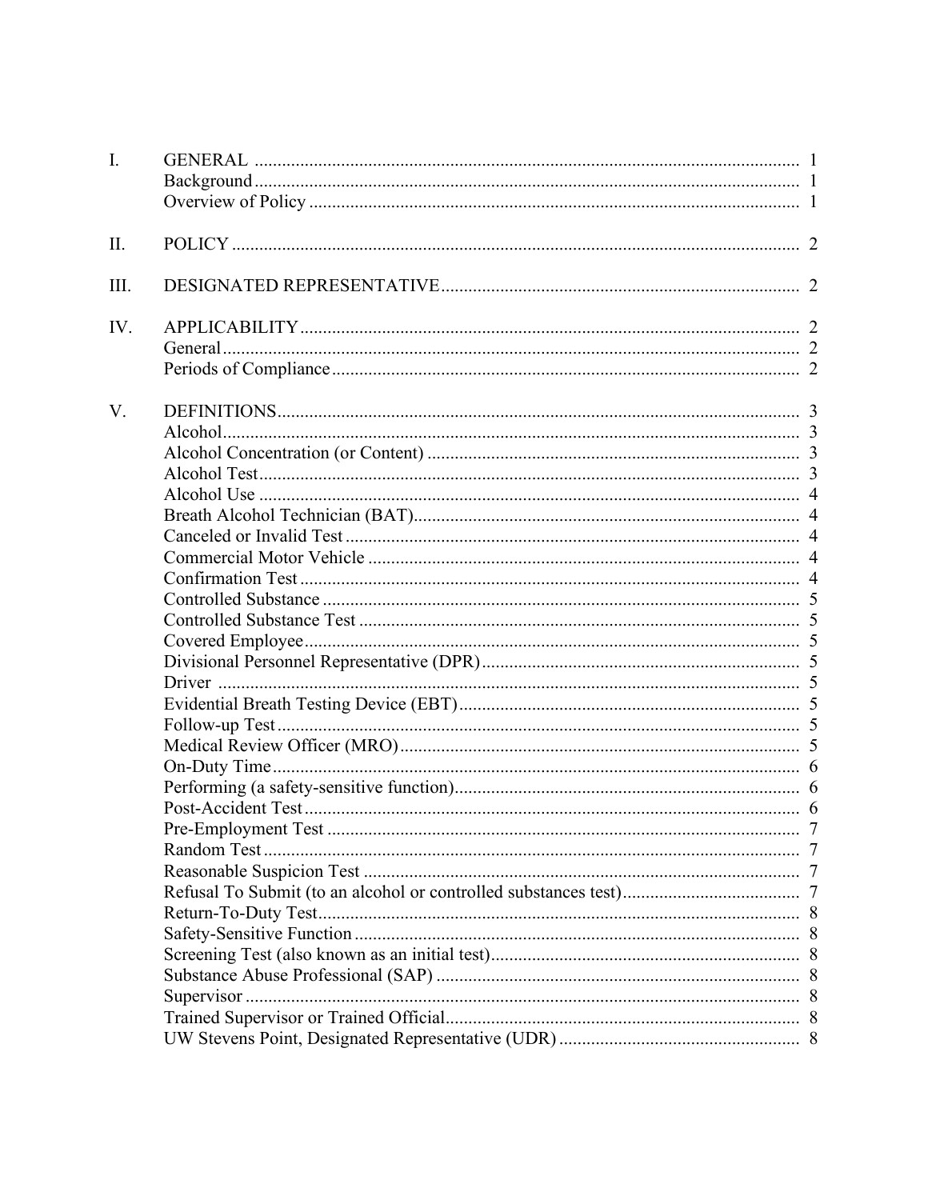| | | |
|---|---|---|
| I. | GENERAL | 1 |
| | Background | 1 |
| | Overview of Policy | 1 |
| II. | POLICY | 2 |
| III. | DESIGNATED REPRESENTATIVE | 2 |
| IV. | APPLICABILITY | 2 |
| | General | 2 |
| | Periods of Compliance | 2 |
| V. | DEFINITIONS | 3 |
| | Alcohol | 3 |
| | Alcohol Concentration (or Content) | 3 |
| | Alcohol Test | 3 |
| | Alcohol Use | 4 |
| | Breath Alcohol Technician (BAT) | 4 |
| | Canceled or Invalid Test | 4 |
| | Commercial Motor Vehicle | 4 |
| | Confirmation Test | 4 |
| | Controlled Substance | 5 |
| | Controlled Substance Test | 5 |
| | Covered Employee | 5 |
| | Divisional Personnel Representative (DPR) | 5 |
| | Driver | 5 |
| | Evidential Breath Testing Device (EBT) | 5 |
| | Follow-up Test | 5 |
| | Medical Review Officer (MRO) | 5 |
| | On-Duty Time | 6 |
| | Performing (a safety-sensitive function) | 6 |
| | Post-Accident Test | 6 |
| | Pre-Employment Test | 7 |
| | Random Test | 7 |
| | Reasonable Suspicion Test | 7 |
| | Refusal To Submit (to an alcohol or controlled substances test) | 7 |
| | Return-To-Duty Test | 8 |
| | Safety-Sensitive Function | 8 |
| | Screening Test (also known as an initial test) | 8 |
| | Substance Abuse Professional (SAP) | 8 |
| | Supervisor | 8 |
| | Trained Supervisor or Trained Official | 8 |
| | UW Stevens Point, Designated Representative (UDR) | 8 |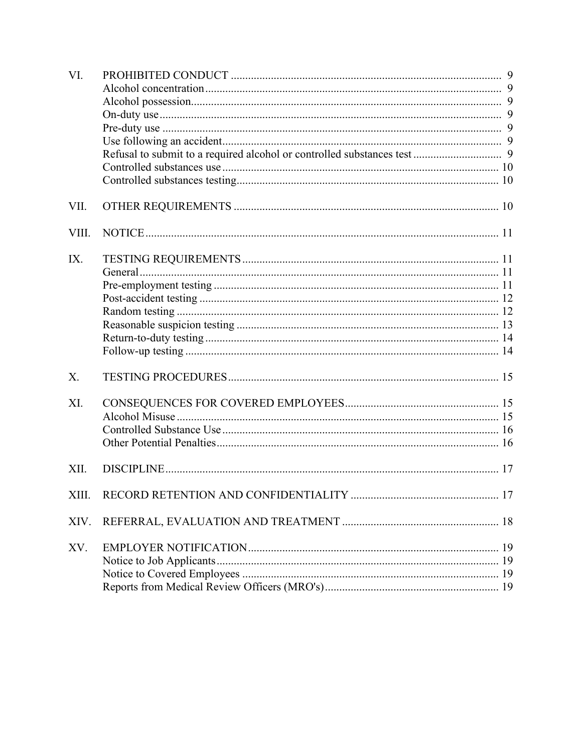| | | |
|---|---|---|
| VI. | PROHIBITED CONDUCT | 9 |
| | Alcohol concentration | 9 |
| | Alcohol possession | 9 |
| | On-duty use | 9 |
| | Pre-duty use | 9 |
| | Use following an accident | 9 |
| | Refusal to submit to a required alcohol or controlled substances test | 9 |
| | Controlled substances use | 10 |
| | Controlled substances testing | 10 |
| VII. | OTHER REQUIREMENTS | 10 |
| VIII. | NOTICE | 11 |
| IX. | TESTING REQUIREMENTS | 11 |
| | General | 11 |
| | Pre-employment testing | 11 |
| | Post-accident testing | 12 |
| | Random testing | 12 |
| | Reasonable suspicion testing | 13 |
| | Return-to-duty testing | 14 |
| | Follow-up testing | 14 |
| X. | TESTING PROCEDURES | 15 |
| XI. | CONSEQUENCES FOR COVERED EMPLOYEES | 15 |
| | Alcohol Misuse | 15 |
| | Controlled Substance Use | 16 |
| | Other Potential Penalties | 16 |
| XII. | DISCIPLINE | 17 |
| XIII. | RECORD RETENTION AND CONFIDENTIALITY | 17 |
| XIV. | REFERRAL, EVALUATION AND TREATMENT | 18 |
| XV. | EMPLOYER NOTIFICATION | 19 |
| | Notice to Job Applicants | 19 |
| | Notice to Covered Employees | 19 |
| | Reports from Medical Review Officers (MRO's) | 19 |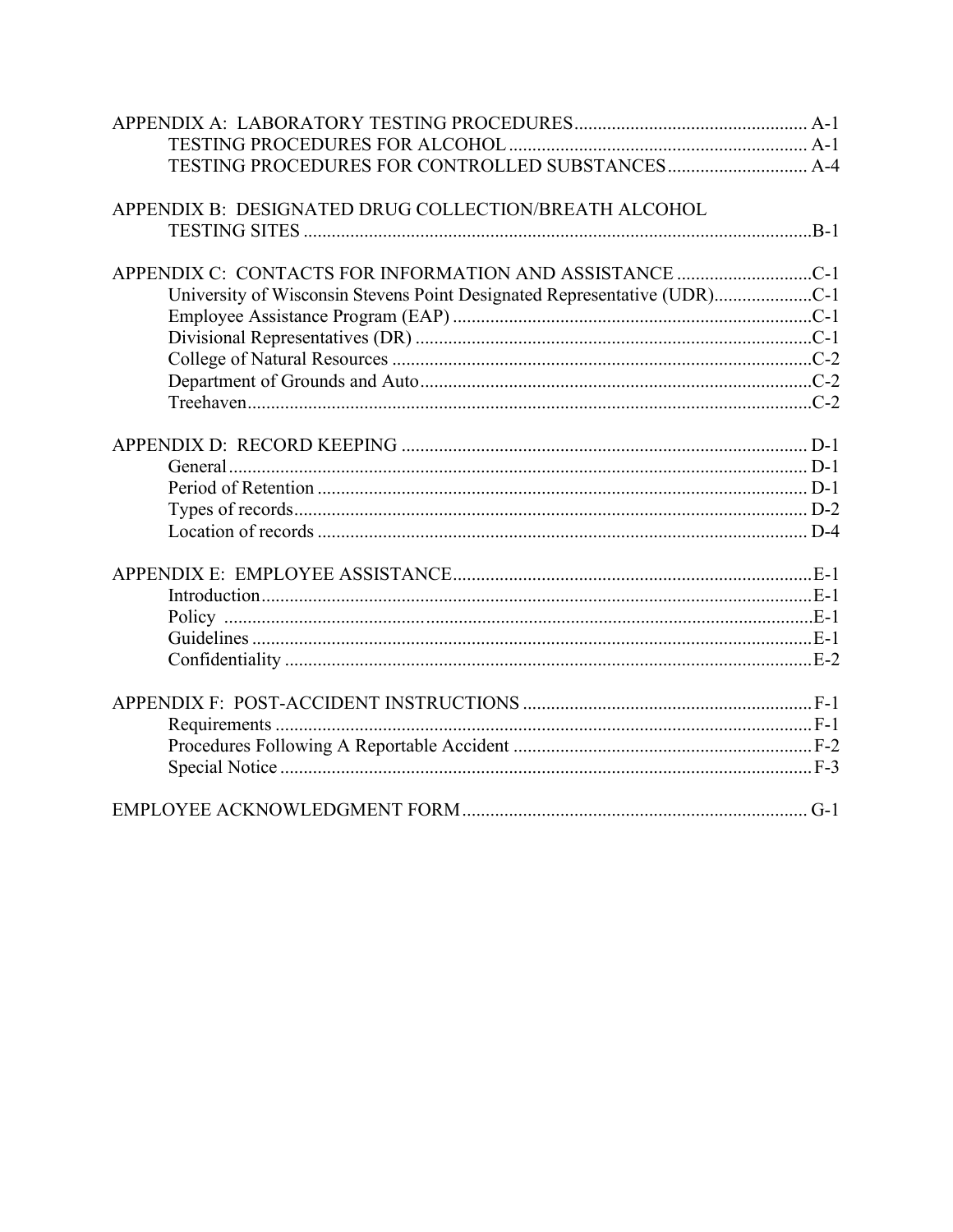APPENDIX A: LABORATORY TESTING PROCEDURES .................................................. A-1
- TESTING PROCEDURES FOR ALCOHOL ................................................................ A-1
- TESTING PROCEDURES FOR CONTROLLED SUBSTANCES .............................. A-4

APPENDIX B: DESIGNATED DRUG COLLECTION/BREATH ALCOHOL TESTING SITES ............................................................................................................. B-1

APPENDIX C: CONTACTS FOR INFORMATION AND ASSISTANCE ............................. C-1
- University of Wisconsin Stevens Point Designated Representative (UDR)..................... C-1
- Employee Assistance Program (EAP) ............................................................................ C-1
- Divisional Representatives (DR) ..................................................................................... C-1
- College of Natural Resources .......................................................................................... C-2
- Department of Grounds and Auto .................................................................................... C-2
- Treehaven ......................................................................................................................... C-2

APPENDIX D: RECORD KEEPING ....................................................................................... D-1
- General ............................................................................................................................. D-1
- Period of Retention .......................................................................................................... D-1
- Types of records ............................................................................................................... D-2
- Location of records .......................................................................................................... D-4

APPENDIX E: EMPLOYEE ASSISTANCE ............................................................................. E-1
- Introduction ...................................................................................................................... E-1
- Policy ................................................................................................................................ E-1
- Guidelines ......................................................................................................................... E-1
- Confidentiality .................................................................................................................. E-2

APPENDIX F: POST-ACCIDENT INSTRUCTIONS .............................................................. F-1
- Requirements ................................................................................................................... F-1
- Procedures Following A Reportable Accident ................................................................. F-2
- Special Notice ................................................................................................................... F-3

EMPLOYEE ACKNOWLEDGMENT FORM .......................................................................... G-1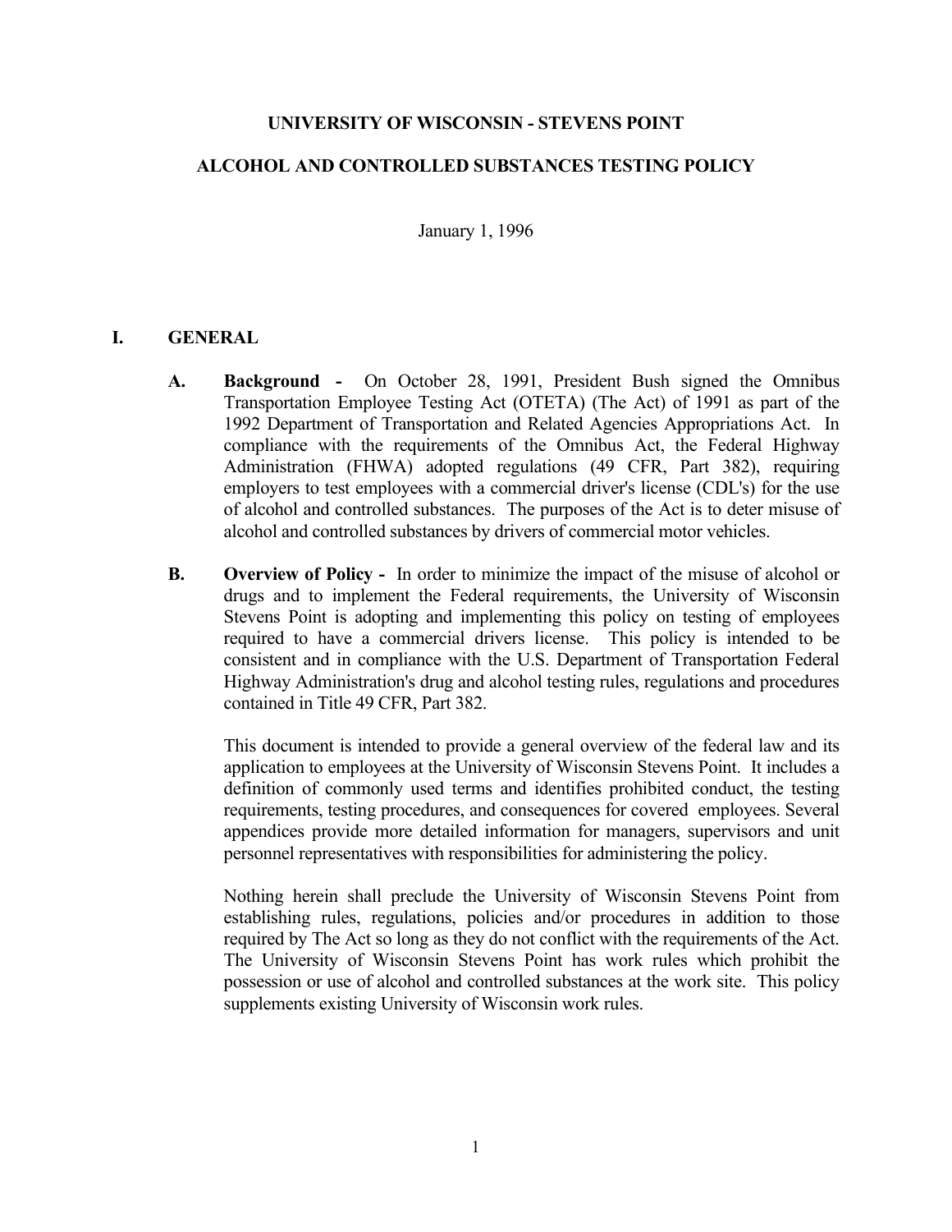# UNIVERSITY OF WISCONSIN - STEVENS POINT

# ALCOHOL AND CONTROLLED SUBSTANCES TESTING POLICY

January 1, 1996

## I. GENERAL

**A. Background -** On October 28, 1991, President Bush signed the Omnibus Transportation Employee Testing Act (OTETA) (The Act) of 1991 as part of the 1992 Department of Transportation and Related Agencies Appropriations Act. In compliance with the requirements of the Omnibus Act, the Federal Highway Administration (FHWA) adopted regulations (49 CFR, Part 382), requiring employers to test employees with a commercial driver's license (CDL's) for the use of alcohol and controlled substances. The purposes of the Act is to deter misuse of alcohol and controlled substances by drivers of commercial motor vehicles.

**B. Overview of Policy -** In order to minimize the impact of the misuse of alcohol or drugs and to implement the Federal requirements, the University of Wisconsin Stevens Point is adopting and implementing this policy on testing of employees required to have a commercial drivers license. This policy is intended to be consistent and in compliance with the U.S. Department of Transportation Federal Highway Administration's drug and alcohol testing rules, regulations and procedures contained in Title 49 CFR, Part 382.

This document is intended to provide a general overview of the federal law and its application to employees at the University of Wisconsin Stevens Point. It includes a definition of commonly used terms and identifies prohibited conduct, the testing requirements, testing procedures, and consequences for covered employees. Several appendices provide more detailed information for managers, supervisors and unit personnel representatives with responsibilities for administering the policy.

Nothing herein shall preclude the University of Wisconsin Stevens Point from establishing rules, regulations, policies and/or procedures in addition to those required by The Act so long as they do not conflict with the requirements of the Act. The University of Wisconsin Stevens Point has work rules which prohibit the possession or use of alcohol and controlled substances at the work site. This policy supplements existing University of Wisconsin work rules.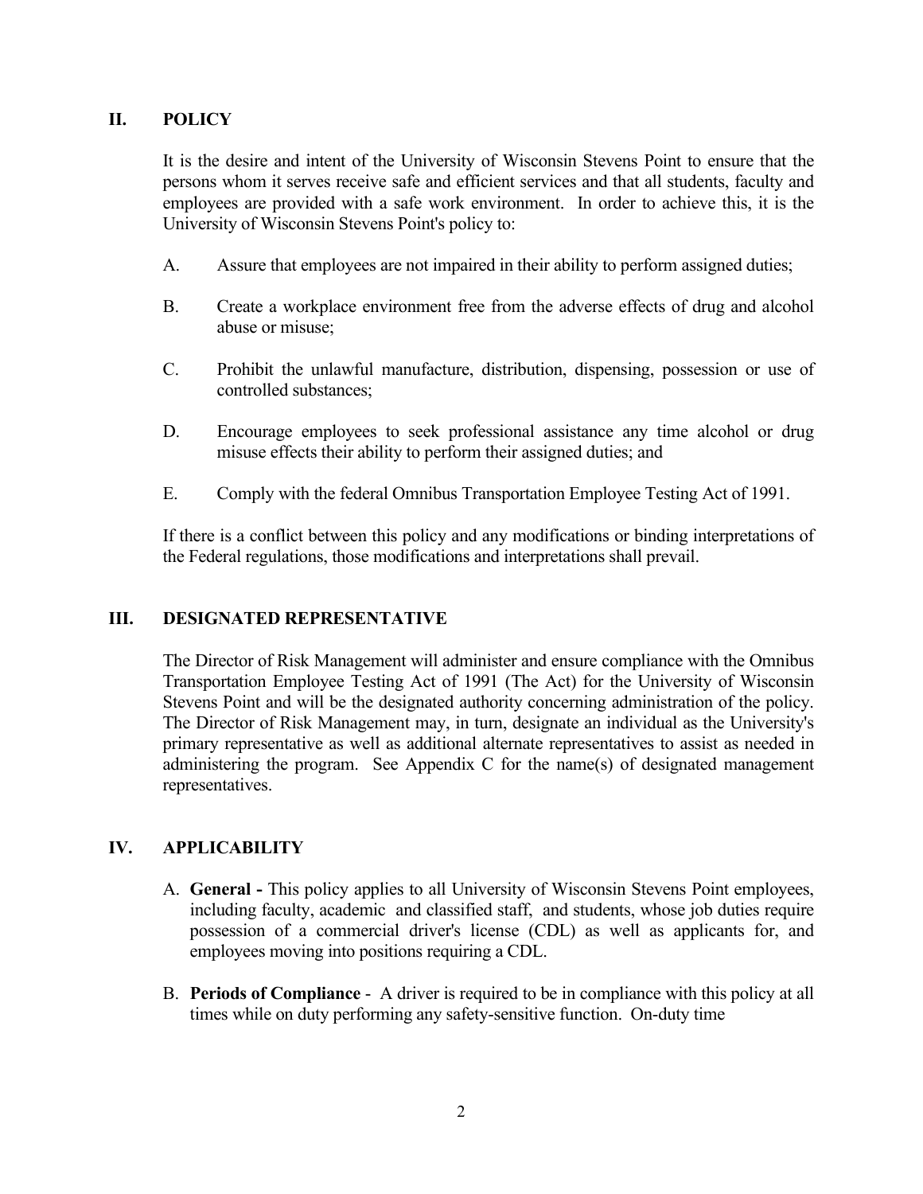## II. POLICY

It is the desire and intent of the University of Wisconsin Stevens Point to ensure that the persons whom it serves receive safe and efficient services and that all students, faculty and employees are provided with a safe work environment. In order to achieve this, it is the University of Wisconsin Stevens Point's policy to:

A. Assure that employees are not impaired in their ability to perform assigned duties;

B. Create a workplace environment free from the adverse effects of drug and alcohol abuse or misuse;

C. Prohibit the unlawful manufacture, distribution, dispensing, possession or use of controlled substances;

D. Encourage employees to seek professional assistance any time alcohol or drug misuse effects their ability to perform their assigned duties; and

E. Comply with the federal Omnibus Transportation Employee Testing Act of 1991.

If there is a conflict between this policy and any modifications or binding interpretations of the Federal regulations, those modifications and interpretations shall prevail.

## III. DESIGNATED REPRESENTATIVE

The Director of Risk Management will administer and ensure compliance with the Omnibus Transportation Employee Testing Act of 1991 (The Act) for the University of Wisconsin Stevens Point and will be the designated authority concerning administration of the policy. The Director of Risk Management may, in turn, designate an individual as the University's primary representative as well as additional alternate representatives to assist as needed in administering the program. See Appendix C for the name(s) of designated management representatives.

## IV. APPLICABILITY

A. **General -** This policy applies to all University of Wisconsin Stevens Point employees, including faculty, academic and classified staff, and students, whose job duties require possession of a commercial driver's license (CDL) as well as applicants for, and employees moving into positions requiring a CDL.

B. **Periods of Compliance** - A driver is required to be in compliance with this policy at all times while on duty performing any safety-sensitive function. On-duty time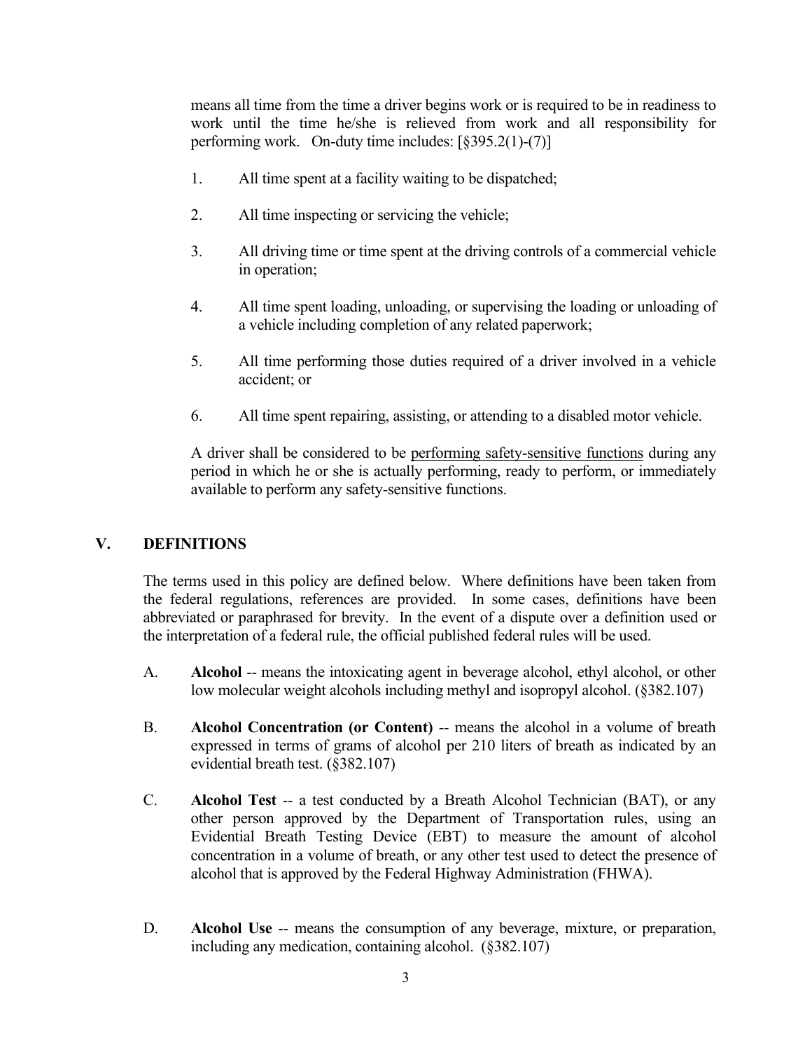means all time from the time a driver begins work or is required to be in readiness to work until the time he/she is relieved from work and all responsibility for performing work. On-duty time includes: [§395.2(1)-(7)]

1. All time spent at a facility waiting to be dispatched;

2. All time inspecting or servicing the vehicle;

3. All driving time or time spent at the driving controls of a commercial vehicle in operation;

4. All time spent loading, unloading, or supervising the loading or unloading of a vehicle including completion of any related paperwork;

5. All time performing those duties required of a driver involved in a vehicle accident; or

6. All time spent repairing, assisting, or attending to a disabled motor vehicle.

A driver shall be considered to be performing safety-sensitive functions during any period in which he or she is actually performing, ready to perform, or immediately available to perform any safety-sensitive functions.

## V. DEFINITIONS

The terms used in this policy are defined below. Where definitions have been taken from the federal regulations, references are provided. In some cases, definitions have been abbreviated or paraphrased for brevity. In the event of a dispute over a definition used or the interpretation of a federal rule, the official published federal rules will be used.

A. **Alcohol** -- means the intoxicating agent in beverage alcohol, ethyl alcohol, or other low molecular weight alcohols including methyl and isopropyl alcohol. (§382.107)

B. **Alcohol Concentration (or Content)** -- means the alcohol in a volume of breath expressed in terms of grams of alcohol per 210 liters of breath as indicated by an evidential breath test. (§382.107)

C. **Alcohol Test** -- a test conducted by a Breath Alcohol Technician (BAT), or any other person approved by the Department of Transportation rules, using an Evidential Breath Testing Device (EBT) to measure the amount of alcohol concentration in a volume of breath, or any other test used to detect the presence of alcohol that is approved by the Federal Highway Administration (FHWA).

D. **Alcohol Use** -- means the consumption of any beverage, mixture, or preparation, including any medication, containing alcohol. (§382.107)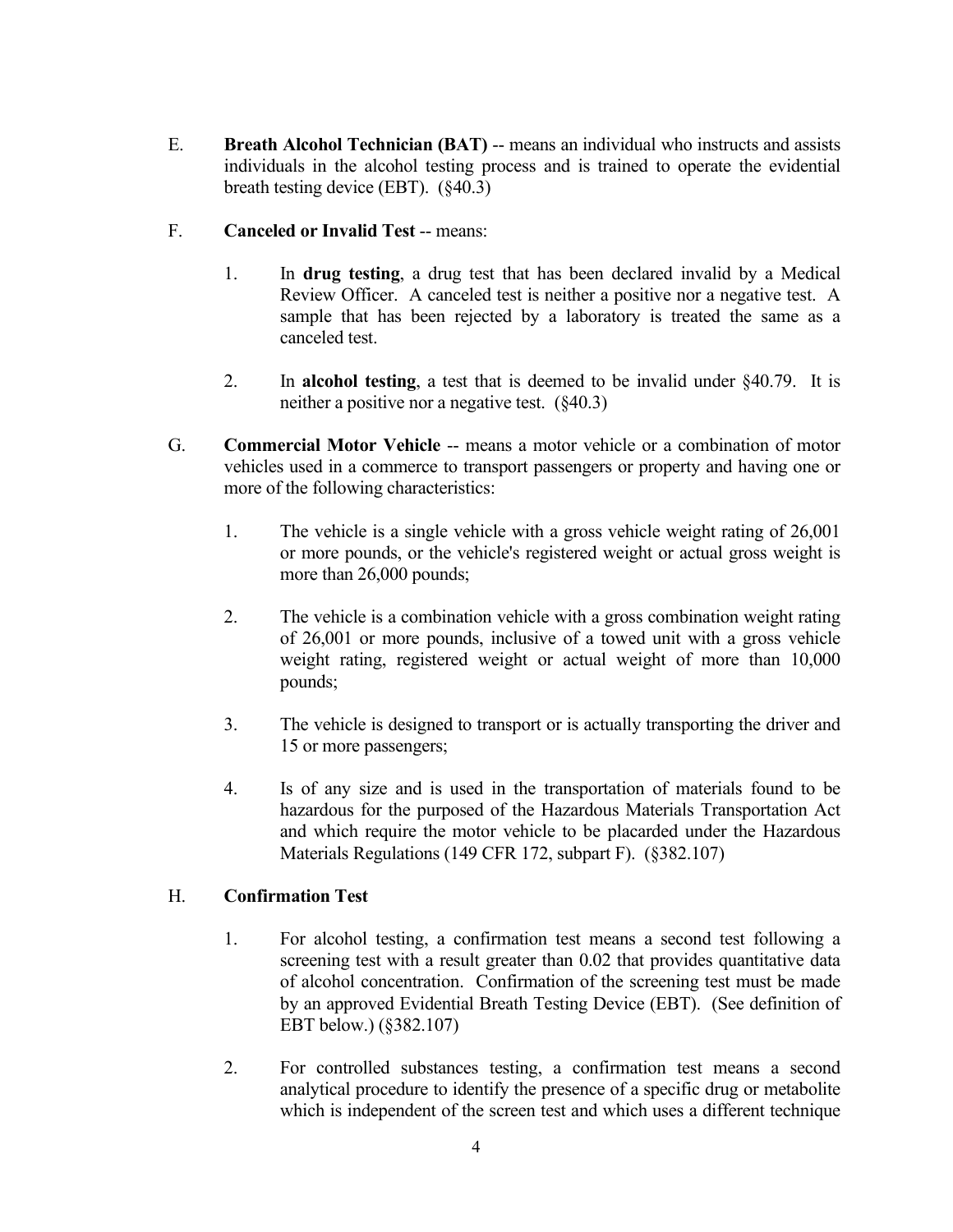E. **Breath Alcohol Technician (BAT)** -- means an individual who instructs and assists individuals in the alcohol testing process and is trained to operate the evidential breath testing device (EBT). (§40.3)

F. **Canceled or Invalid Test** -- means:

1. In **drug testing**, a drug test that has been declared invalid by a Medical Review Officer. A canceled test is neither a positive nor a negative test. A sample that has been rejected by a laboratory is treated the same as a canceled test.

2. In **alcohol testing**, a test that is deemed to be invalid under §40.79. It is neither a positive nor a negative test. (§40.3)

G. **Commercial Motor Vehicle** -- means a motor vehicle or a combination of motor vehicles used in a commerce to transport passengers or property and having one or more of the following characteristics:

1. The vehicle is a single vehicle with a gross vehicle weight rating of 26,001 or more pounds, or the vehicle's registered weight or actual gross weight is more than 26,000 pounds;

2. The vehicle is a combination vehicle with a gross combination weight rating of 26,001 or more pounds, inclusive of a towed unit with a gross vehicle weight rating, registered weight or actual weight of more than 10,000 pounds;

3. The vehicle is designed to transport or is actually transporting the driver and 15 or more passengers;

4. Is of any size and is used in the transportation of materials found to be hazardous for the purposed of the Hazardous Materials Transportation Act and which require the motor vehicle to be placarded under the Hazardous Materials Regulations (149 CFR 172, subpart F). (§382.107)

H. **Confirmation Test**

1. For alcohol testing, a confirmation test means a second test following a screening test with a result greater than 0.02 that provides quantitative data of alcohol concentration. Confirmation of the screening test must be made by an approved Evidential Breath Testing Device (EBT). (See definition of EBT below.) (§382.107)

2. For controlled substances testing, a confirmation test means a second analytical procedure to identify the presence of a specific drug or metabolite which is independent of the screen test and which uses a different technique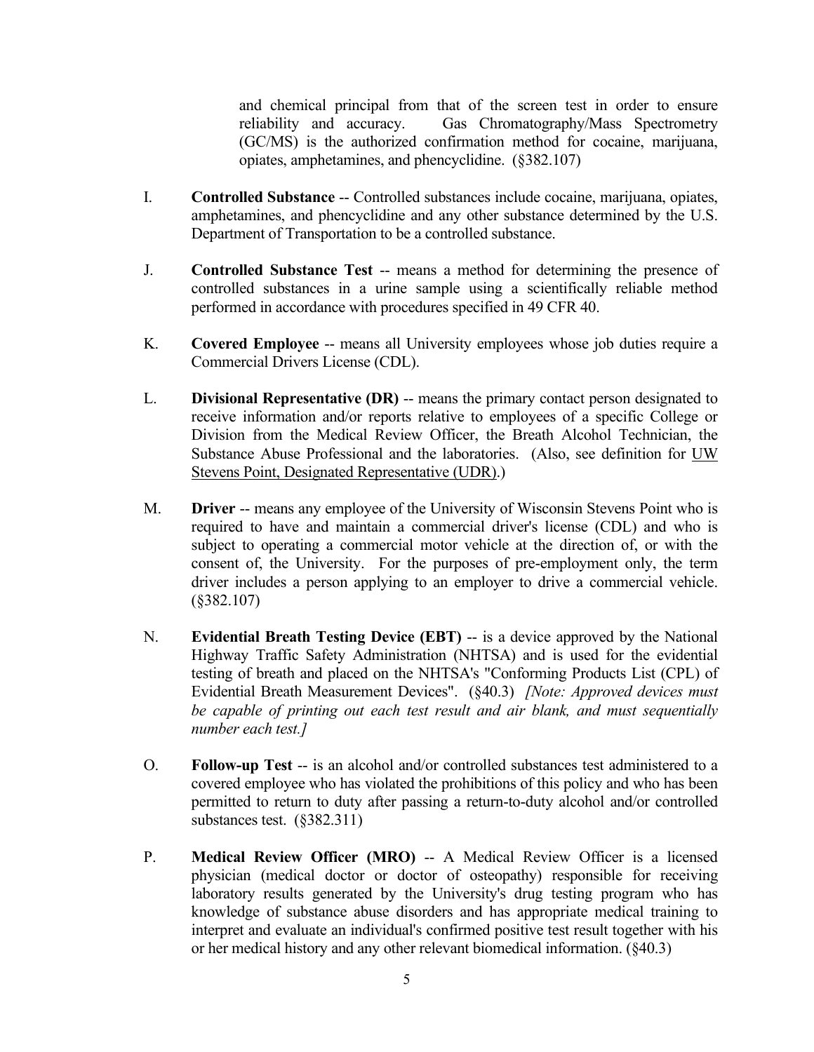and chemical principal from that of the screen test in order to ensure reliability and accuracy. Gas Chromatography/Mass Spectrometry (GC/MS) is the authorized confirmation method for cocaine, marijuana, opiates, amphetamines, and phencyclidine. (§382.107)

I. **Controlled Substance** -- Controlled substances include cocaine, marijuana, opiates, amphetamines, and phencyclidine and any other substance determined by the U.S. Department of Transportation to be a controlled substance.

J. **Controlled Substance Test** -- means a method for determining the presence of controlled substances in a urine sample using a scientifically reliable method performed in accordance with procedures specified in 49 CFR 40.

K. **Covered Employee** -- means all University employees whose job duties require a Commercial Drivers License (CDL).

L. **Divisional Representative (DR)** -- means the primary contact person designated to receive information and/or reports relative to employees of a specific College or Division from the Medical Review Officer, the Breath Alcohol Technician, the Substance Abuse Professional and the laboratories. (Also, see definition for UW Stevens Point, Designated Representative (UDR).)

M. **Driver** -- means any employee of the University of Wisconsin Stevens Point who is required to have and maintain a commercial driver's license (CDL) and who is subject to operating a commercial motor vehicle at the direction of, or with the consent of, the University. For the purposes of pre-employment only, the term driver includes a person applying to an employer to drive a commercial vehicle. (§382.107)

N. **Evidential Breath Testing Device (EBT)** -- is a device approved by the National Highway Traffic Safety Administration (NHTSA) and is used for the evidential testing of breath and placed on the NHTSA's "Conforming Products List (CPL) of Evidential Breath Measurement Devices". (§40.3) *[Note: Approved devices must be capable of printing out each test result and air blank, and must sequentially number each test.]*

O. **Follow-up Test** -- is an alcohol and/or controlled substances test administered to a covered employee who has violated the prohibitions of this policy and who has been permitted to return to duty after passing a return-to-duty alcohol and/or controlled substances test. (§382.311)

P. **Medical Review Officer (MRO)** -- A Medical Review Officer is a licensed physician (medical doctor or doctor of osteopathy) responsible for receiving laboratory results generated by the University's drug testing program who has knowledge of substance abuse disorders and has appropriate medical training to interpret and evaluate an individual's confirmed positive test result together with his or her medical history and any other relevant biomedical information. (§40.3)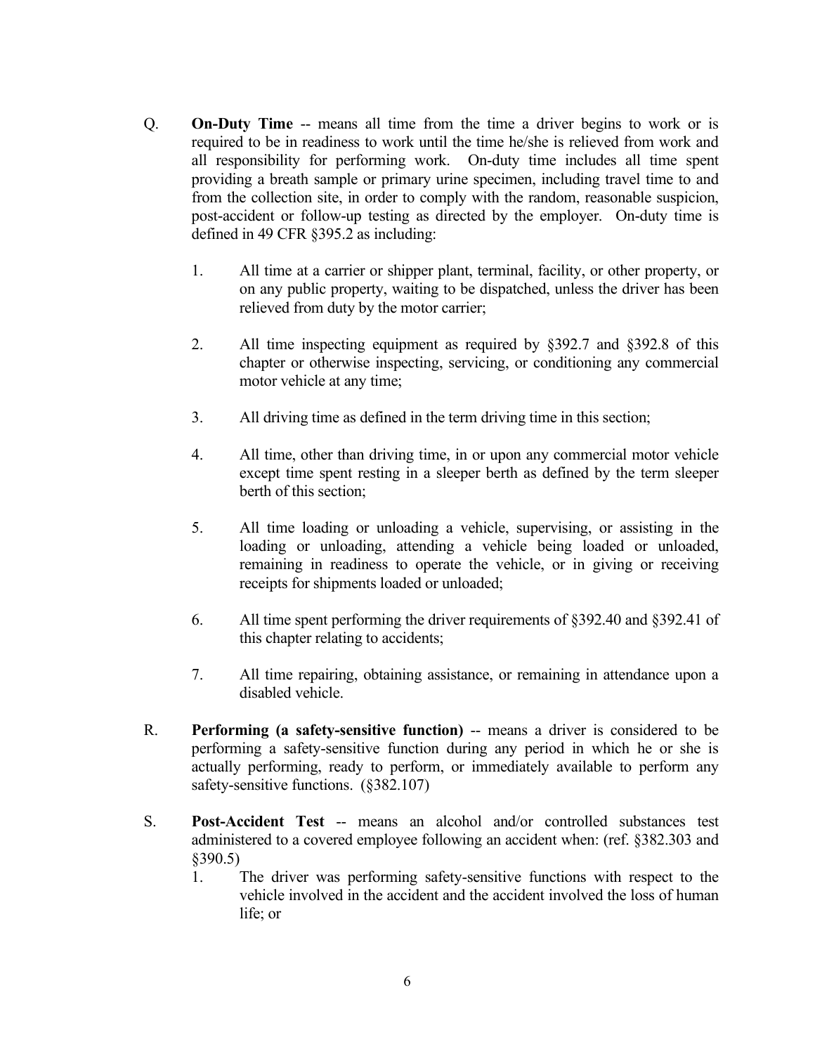Q. **On-Duty Time** -- means all time from the time a driver begins to work or is required to be in readiness to work until the time he/she is relieved from work and all responsibility for performing work. On-duty time includes all time spent providing a breath sample or primary urine specimen, including travel time to and from the collection site, in order to comply with the random, reasonable suspicion, post-accident or follow-up testing as directed by the employer. On-duty time is defined in 49 CFR §395.2 as including:

1. All time at a carrier or shipper plant, terminal, facility, or other property, or on any public property, waiting to be dispatched, unless the driver has been relieved from duty by the motor carrier;

2. All time inspecting equipment as required by §392.7 and §392.8 of this chapter or otherwise inspecting, servicing, or conditioning any commercial motor vehicle at any time;

3. All driving time as defined in the term driving time in this section;

4. All time, other than driving time, in or upon any commercial motor vehicle except time spent resting in a sleeper berth as defined by the term sleeper berth of this section;

5. All time loading or unloading a vehicle, supervising, or assisting in the loading or unloading, attending a vehicle being loaded or unloaded, remaining in readiness to operate the vehicle, or in giving or receiving receipts for shipments loaded or unloaded;

6. All time spent performing the driver requirements of §392.40 and §392.41 of this chapter relating to accidents;

7. All time repairing, obtaining assistance, or remaining in attendance upon a disabled vehicle.

R. **Performing (a safety-sensitive function)** -- means a driver is considered to be performing a safety-sensitive function during any period in which he or she is actually performing, ready to perform, or immediately available to perform any safety-sensitive functions. (§382.107)

S. **Post-Accident Test** -- means an alcohol and/or controlled substances test administered to a covered employee following an accident when: (ref. §382.303 and §390.5)

1. The driver was performing safety-sensitive functions with respect to the vehicle involved in the accident and the accident involved the loss of human life; or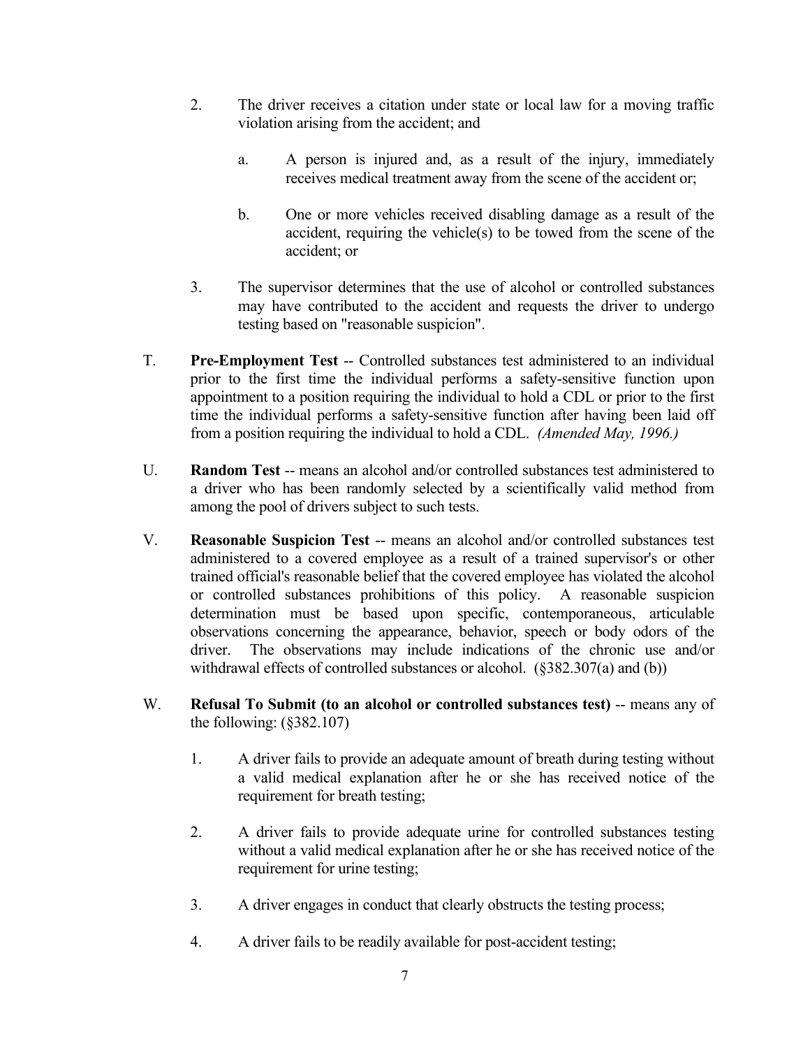2. The driver receives a citation under state or local law for a moving traffic violation arising from the accident; and

   a. A person is injured and, as a result of the injury, immediately receives medical treatment away from the scene of the accident or;

   b. One or more vehicles received disabling damage as a result of the accident, requiring the vehicle(s) to be towed from the scene of the accident; or

3. The supervisor determines that the use of alcohol or controlled substances may have contributed to the accident and requests the driver to undergo testing based on "reasonable suspicion".

T. **Pre-Employment Test** -- Controlled substances test administered to an individual prior to the first time the individual performs a safety-sensitive function upon appointment to a position requiring the individual to hold a CDL or prior to the first time the individual performs a safety-sensitive function after having been laid off from a position requiring the individual to hold a CDL. *(Amended May, 1996.)*

U. **Random Test** -- means an alcohol and/or controlled substances test administered to a driver who has been randomly selected by a scientifically valid method from among the pool of drivers subject to such tests.

V. **Reasonable Suspicion Test** -- means an alcohol and/or controlled substances test administered to a covered employee as a result of a trained supervisor's or other trained official's reasonable belief that the covered employee has violated the alcohol or controlled substances prohibitions of this policy. A reasonable suspicion determination must be based upon specific, contemporaneous, articulable observations concerning the appearance, behavior, speech or body odors of the driver. The observations may include indications of the chronic use and/or withdrawal effects of controlled substances or alcohol. (§382.307(a) and (b))

W. **Refusal To Submit (to an alcohol or controlled substances test)** -- means any of the following: (§382.107)

1. A driver fails to provide an adequate amount of breath during testing without a valid medical explanation after he or she has received notice of the requirement for breath testing;

2. A driver fails to provide adequate urine for controlled substances testing without a valid medical explanation after he or she has received notice of the requirement for urine testing;

3. A driver engages in conduct that clearly obstructs the testing process;

4. A driver fails to be readily available for post-accident testing;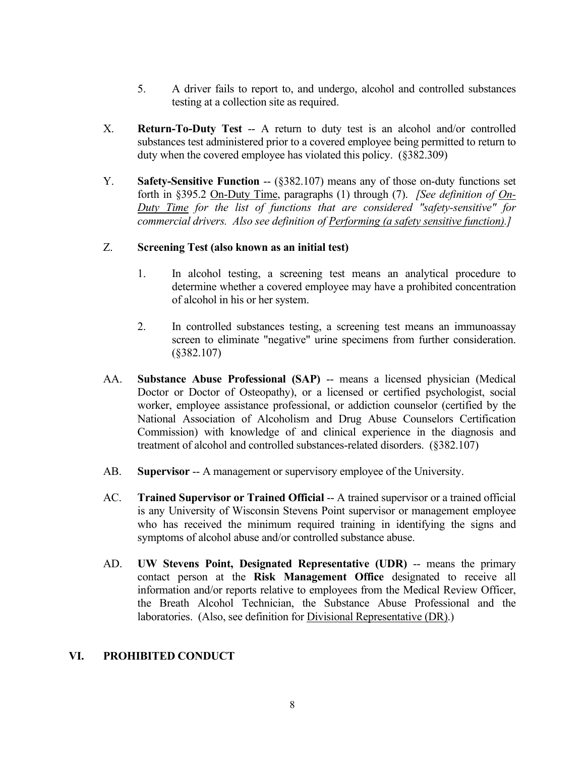5. A driver fails to report to, and undergo, alcohol and controlled substances testing at a collection site as required.

X. **Return-To-Duty Test** -- A return to duty test is an alcohol and/or controlled substances test administered prior to a covered employee being permitted to return to duty when the covered employee has violated this policy. (§382.309)

Y. **Safety-Sensitive Function** -- (§382.107) means any of those on-duty functions set forth in §395.2 On-Duty Time, paragraphs (1) through (7). *[See definition of On-Duty Time for the list of functions that are considered "safety-sensitive" for commercial drivers. Also see definition of Performing (a safety sensitive function).]*

Z. **Screening Test (also known as an initial test)**

1. In alcohol testing, a screening test means an analytical procedure to determine whether a covered employee may have a prohibited concentration of alcohol in his or her system.

2. In controlled substances testing, a screening test means an immunoassay screen to eliminate "negative" urine specimens from further consideration. (§382.107)

AA. **Substance Abuse Professional (SAP)** -- means a licensed physician (Medical Doctor or Doctor of Osteopathy), or a licensed or certified psychologist, social worker, employee assistance professional, or addiction counselor (certified by the National Association of Alcoholism and Drug Abuse Counselors Certification Commission) with knowledge of and clinical experience in the diagnosis and treatment of alcohol and controlled substances-related disorders. (§382.107)

AB. **Supervisor** -- A management or supervisory employee of the University.

AC. **Trained Supervisor or Trained Official** -- A trained supervisor or a trained official is any University of Wisconsin Stevens Point supervisor or management employee who has received the minimum required training in identifying the signs and symptoms of alcohol abuse and/or controlled substance abuse.

AD. **UW Stevens Point, Designated Representative (UDR)** -- means the primary contact person at the **Risk Management Office** designated to receive all information and/or reports relative to employees from the Medical Review Officer, the Breath Alcohol Technician, the Substance Abuse Professional and the laboratories. (Also, see definition for Divisional Representative (DR).)

## VI. PROHIBITED CONDUCT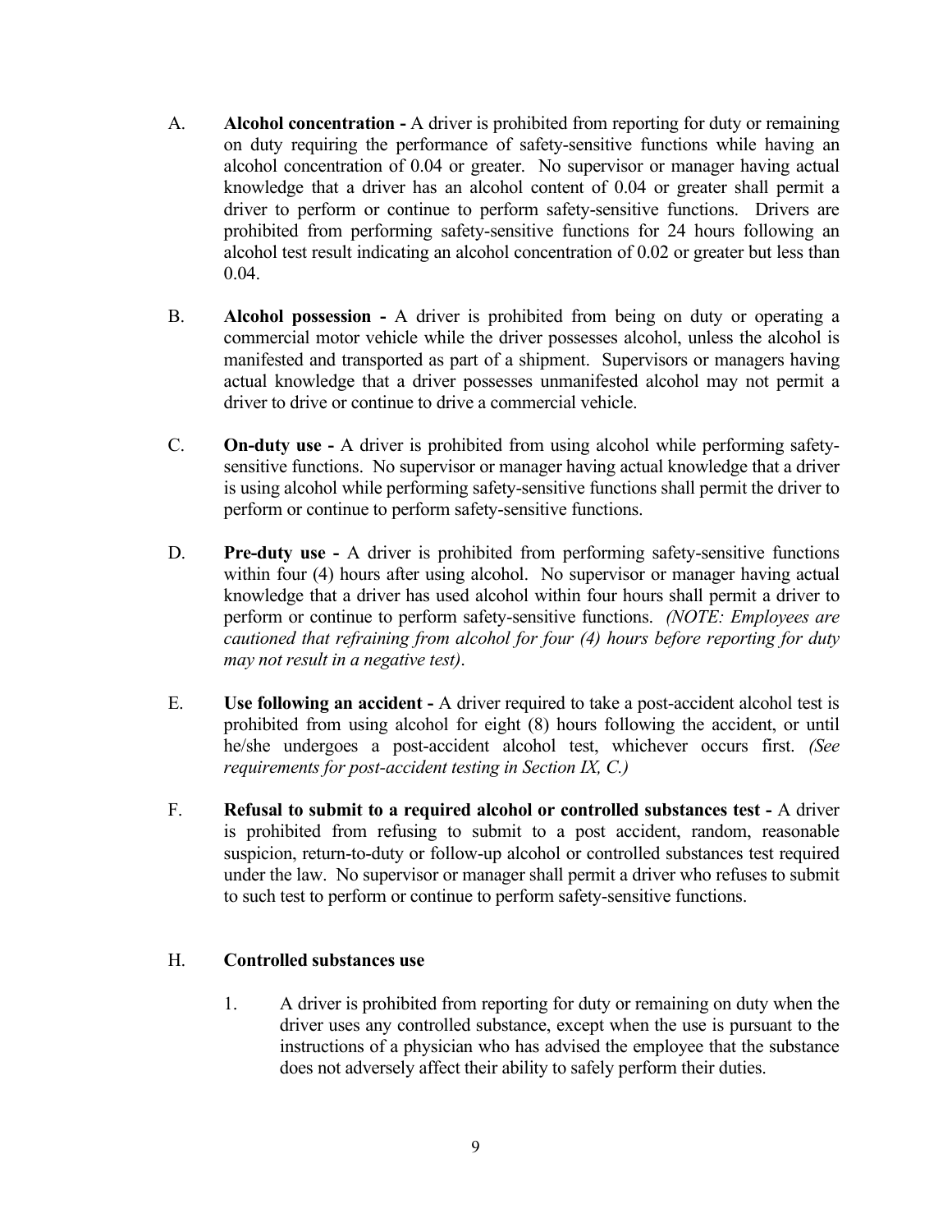A. **Alcohol concentration -** A driver is prohibited from reporting for duty or remaining on duty requiring the performance of safety-sensitive functions while having an alcohol concentration of 0.04 or greater. No supervisor or manager having actual knowledge that a driver has an alcohol content of 0.04 or greater shall permit a driver to perform or continue to perform safety-sensitive functions. Drivers are prohibited from performing safety-sensitive functions for 24 hours following an alcohol test result indicating an alcohol concentration of 0.02 or greater but less than 0.04.

B. **Alcohol possession -** A driver is prohibited from being on duty or operating a commercial motor vehicle while the driver possesses alcohol, unless the alcohol is manifested and transported as part of a shipment. Supervisors or managers having actual knowledge that a driver possesses unmanifested alcohol may not permit a driver to drive or continue to drive a commercial vehicle.

C. **On-duty use -** A driver is prohibited from using alcohol while performing safety-sensitive functions. No supervisor or manager having actual knowledge that a driver is using alcohol while performing safety-sensitive functions shall permit the driver to perform or continue to perform safety-sensitive functions.

D. **Pre-duty use -** A driver is prohibited from performing safety-sensitive functions within four (4) hours after using alcohol. No supervisor or manager having actual knowledge that a driver has used alcohol within four hours shall permit a driver to perform or continue to perform safety-sensitive functions. *(NOTE: Employees are cautioned that refraining from alcohol for four (4) hours before reporting for duty may not result in a negative test)*.

E. **Use following an accident -** A driver required to take a post-accident alcohol test is prohibited from using alcohol for eight (8) hours following the accident, or until he/she undergoes a post-accident alcohol test, whichever occurs first. *(See requirements for post-accident testing in Section IX, C.)*

F. **Refusal to submit to a required alcohol or controlled substances test -** A driver is prohibited from refusing to submit to a post accident, random, reasonable suspicion, return-to-duty or follow-up alcohol or controlled substances test required under the law. No supervisor or manager shall permit a driver who refuses to submit to such test to perform or continue to perform safety-sensitive functions.

H. **Controlled substances use**

1. A driver is prohibited from reporting for duty or remaining on duty when the driver uses any controlled substance, except when the use is pursuant to the instructions of a physician who has advised the employee that the substance does not adversely affect their ability to safely perform their duties.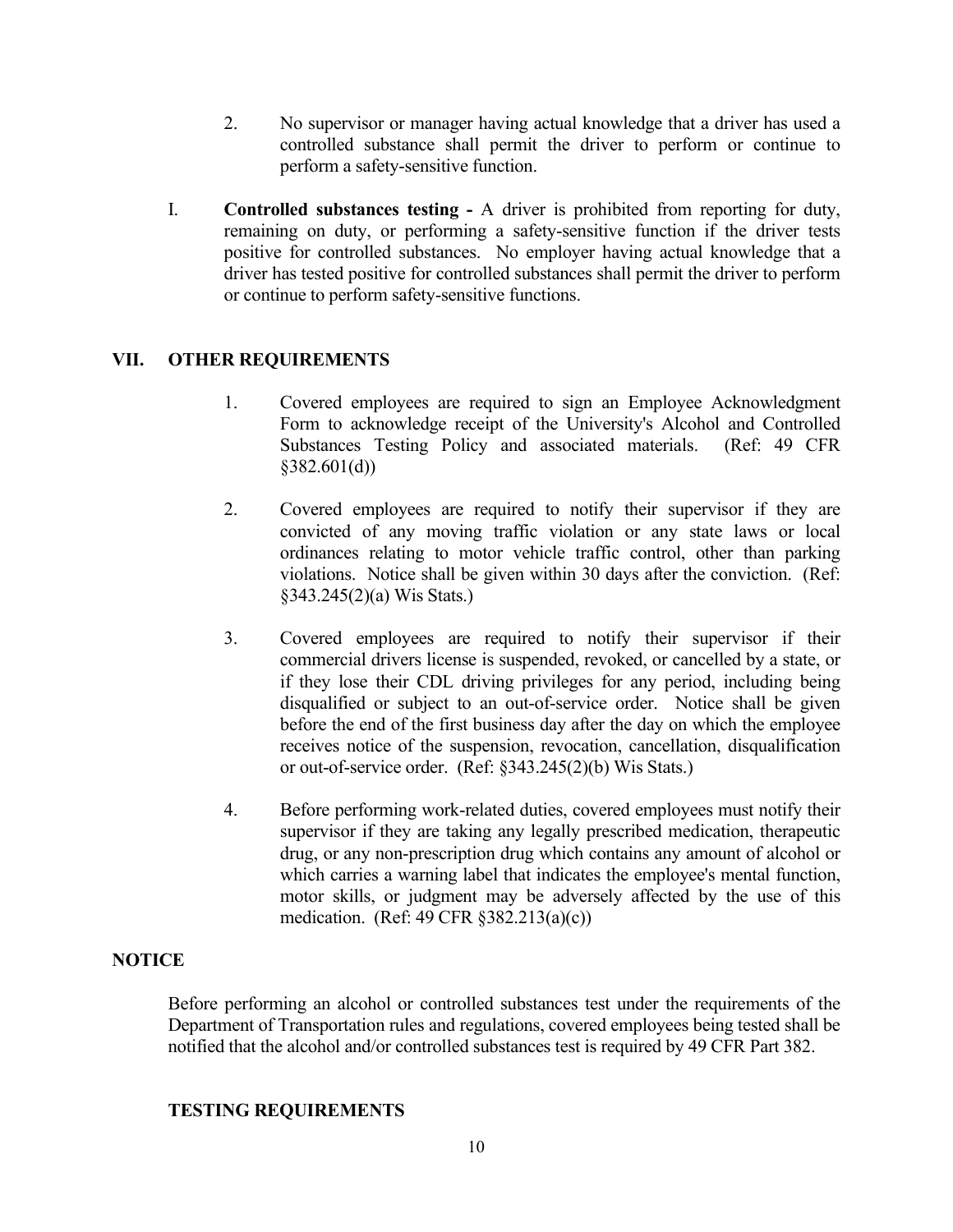2. No supervisor or manager having actual knowledge that a driver has used a controlled substance shall permit the driver to perform or continue to perform a safety-sensitive function.

I. **Controlled substances testing -** A driver is prohibited from reporting for duty, remaining on duty, or performing a safety-sensitive function if the driver tests positive for controlled substances. No employer having actual knowledge that a driver has tested positive for controlled substances shall permit the driver to perform or continue to perform safety-sensitive functions.

## VII. OTHER REQUIREMENTS

1. Covered employees are required to sign an Employee Acknowledgment Form to acknowledge receipt of the University's Alcohol and Controlled Substances Testing Policy and associated materials. (Ref: 49 CFR §382.601(d))

2. Covered employees are required to notify their supervisor if they are convicted of any moving traffic violation or any state laws or local ordinances relating to motor vehicle traffic control, other than parking violations. Notice shall be given within 30 days after the conviction. (Ref: §343.245(2)(a) Wis Stats.)

3. Covered employees are required to notify their supervisor if their commercial drivers license is suspended, revoked, or cancelled by a state, or if they lose their CDL driving privileges for any period, including being disqualified or subject to an out-of-service order. Notice shall be given before the end of the first business day after the day on which the employee receives notice of the suspension, revocation, cancellation, disqualification or out-of-service order. (Ref: §343.245(2)(b) Wis Stats.)

4. Before performing work-related duties, covered employees must notify their supervisor if they are taking any legally prescribed medication, therapeutic drug, or any non-prescription drug which contains any amount of alcohol or which carries a warning label that indicates the employee's mental function, motor skills, or judgment may be adversely affected by the use of this medication. (Ref: 49 CFR §382.213(a)(c))

## NOTICE

Before performing an alcohol or controlled substances test under the requirements of the Department of Transportation rules and regulations, covered employees being tested shall be notified that the alcohol and/or controlled substances test is required by 49 CFR Part 382.

### TESTING REQUIREMENTS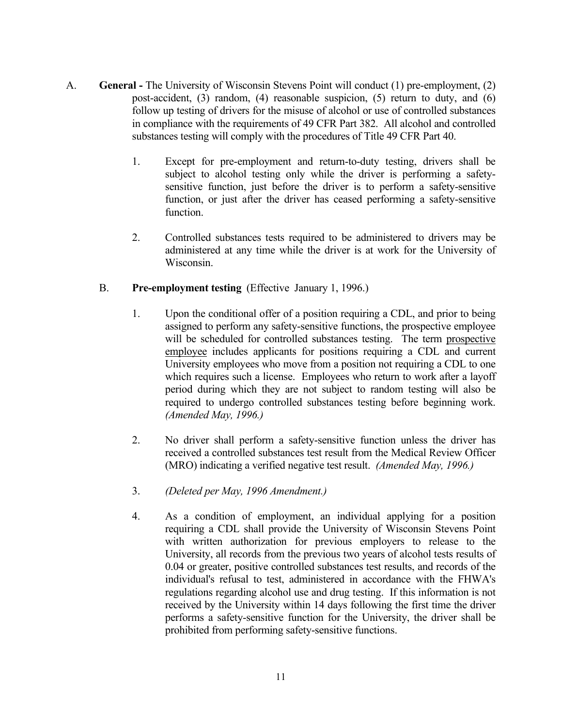A. **General -** The University of Wisconsin Stevens Point will conduct (1) pre-employment, (2) post-accident, (3) random, (4) reasonable suspicion, (5) return to duty, and (6) follow up testing of drivers for the misuse of alcohol or use of controlled substances in compliance with the requirements of 49 CFR Part 382. All alcohol and controlled substances testing will comply with the procedures of Title 49 CFR Part 40.

   1. Except for pre-employment and return-to-duty testing, drivers shall be subject to alcohol testing only while the driver is performing a safety-sensitive function, just before the driver is to perform a safety-sensitive function, or just after the driver has ceased performing a safety-sensitive function.

   2. Controlled substances tests required to be administered to drivers may be administered at any time while the driver is at work for the University of Wisconsin.

B. **Pre-employment testing** (Effective January 1, 1996.)

   1. Upon the conditional offer of a position requiring a CDL, and prior to being assigned to perform any safety-sensitive functions, the prospective employee will be scheduled for controlled substances testing. The term prospective employee includes applicants for positions requiring a CDL and current University employees who move from a position not requiring a CDL to one which requires such a license. Employees who return to work after a layoff period during which they are not subject to random testing will also be required to undergo controlled substances testing before beginning work. *(Amended May, 1996.)*

   2. No driver shall perform a safety-sensitive function unless the driver has received a controlled substances test result from the Medical Review Officer (MRO) indicating a verified negative test result. *(Amended May, 1996.)*

   3. *(Deleted per May, 1996 Amendment.)*

   4. As a condition of employment, an individual applying for a position requiring a CDL shall provide the University of Wisconsin Stevens Point with written authorization for previous employers to release to the University, all records from the previous two years of alcohol tests results of 0.04 or greater, positive controlled substances test results, and records of the individual's refusal to test, administered in accordance with the FHWA's regulations regarding alcohol use and drug testing. If this information is not received by the University within 14 days following the first time the driver performs a safety-sensitive function for the University, the driver shall be prohibited from performing safety-sensitive functions.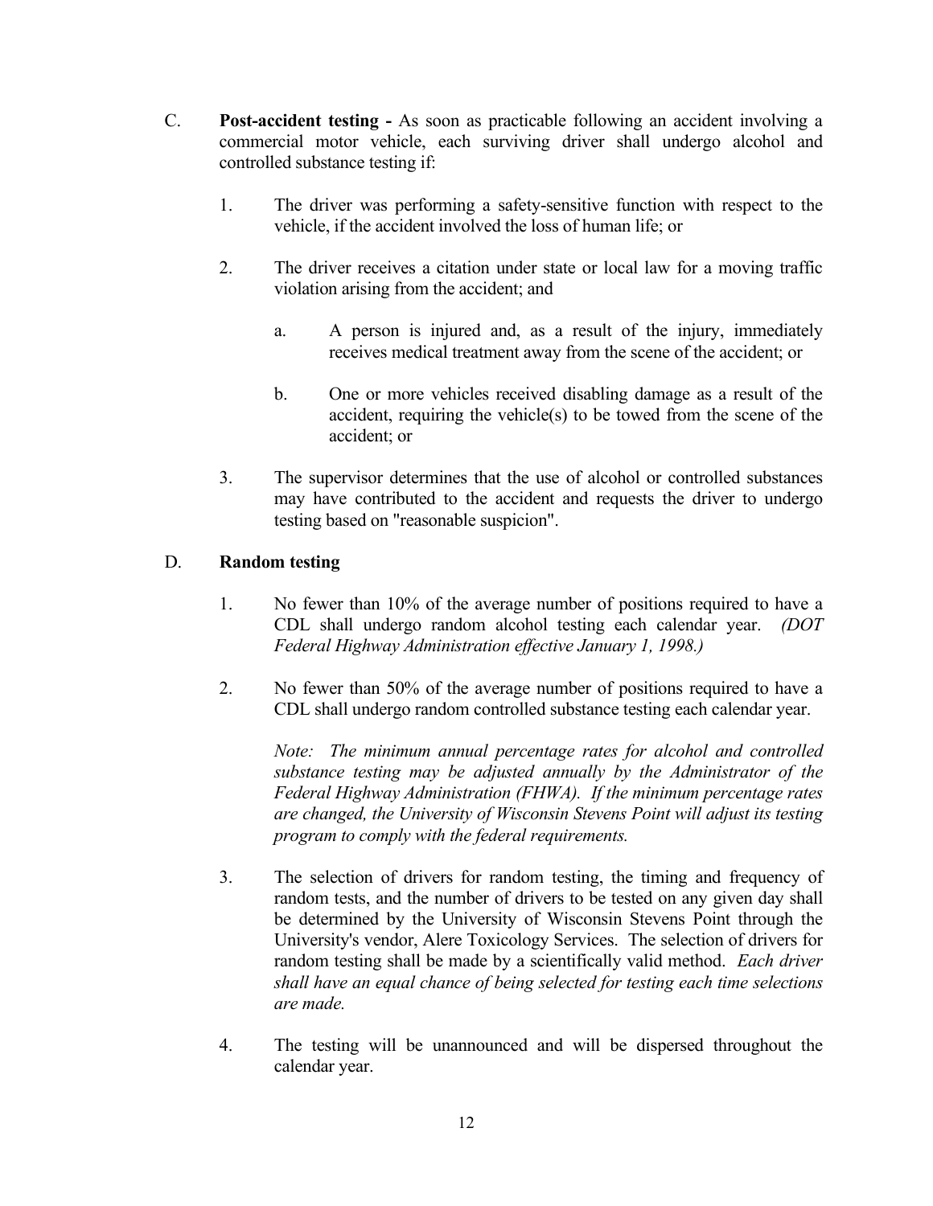C. **Post-accident testing -** As soon as practicable following an accident involving a commercial motor vehicle, each surviving driver shall undergo alcohol and controlled substance testing if:

1. The driver was performing a safety-sensitive function with respect to the vehicle, if the accident involved the loss of human life; or

2. The driver receives a citation under state or local law for a moving traffic violation arising from the accident; and

    a. A person is injured and, as a result of the injury, immediately receives medical treatment away from the scene of the accident; or

    b. One or more vehicles received disabling damage as a result of the accident, requiring the vehicle(s) to be towed from the scene of the accident; or

3. The supervisor determines that the use of alcohol or controlled substances may have contributed to the accident and requests the driver to undergo testing based on "reasonable suspicion".

D. **Random testing**

1. No fewer than 10% of the average number of positions required to have a CDL shall undergo random alcohol testing each calendar year. *(DOT Federal Highway Administration effective January 1, 1998.)*

2. No fewer than 50% of the average number of positions required to have a CDL shall undergo random controlled substance testing each calendar year.

    *Note: The minimum annual percentage rates for alcohol and controlled substance testing may be adjusted annually by the Administrator of the Federal Highway Administration (FHWA). If the minimum percentage rates are changed, the University of Wisconsin Stevens Point will adjust its testing program to comply with the federal requirements.*

3. The selection of drivers for random testing, the timing and frequency of random tests, and the number of drivers to be tested on any given day shall be determined by the University of Wisconsin Stevens Point through the University's vendor, Alere Toxicology Services. The selection of drivers for random testing shall be made by a scientifically valid method. *Each driver shall have an equal chance of being selected for testing each time selections are made.*

4. The testing will be unannounced and will be dispersed throughout the calendar year.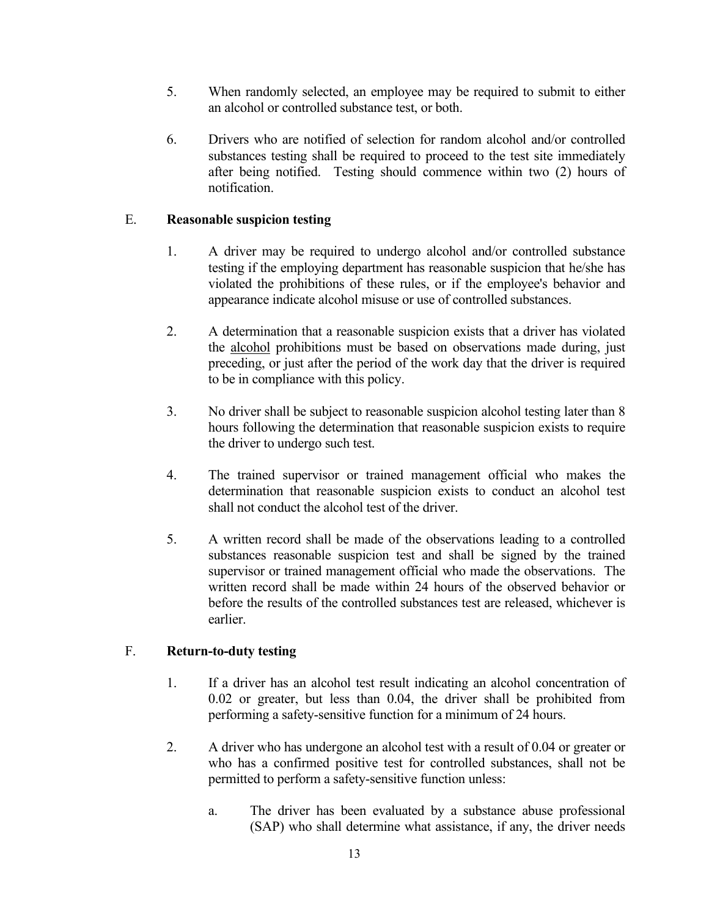5. When randomly selected, an employee may be required to submit to either an alcohol or controlled substance test, or both.

6. Drivers who are notified of selection for random alcohol and/or controlled substances testing shall be required to proceed to the test site immediately after being notified. Testing should commence within two (2) hours of notification.

E. **Reasonable suspicion testing**

1. A driver may be required to undergo alcohol and/or controlled substance testing if the employing department has reasonable suspicion that he/she has violated the prohibitions of these rules, or if the employee's behavior and appearance indicate alcohol misuse or use of controlled substances.

2. A determination that a reasonable suspicion exists that a driver has violated the <u>alcohol</u> prohibitions must be based on observations made during, just preceding, or just after the period of the work day that the driver is required to be in compliance with this policy.

3. No driver shall be subject to reasonable suspicion alcohol testing later than 8 hours following the determination that reasonable suspicion exists to require the driver to undergo such test.

4. The trained supervisor or trained management official who makes the determination that reasonable suspicion exists to conduct an alcohol test shall not conduct the alcohol test of the driver.

5. A written record shall be made of the observations leading to a controlled substances reasonable suspicion test and shall be signed by the trained supervisor or trained management official who made the observations. The written record shall be made within 24 hours of the observed behavior or before the results of the controlled substances test are released, whichever is earlier.

F. **Return-to-duty testing**

1. If a driver has an alcohol test result indicating an alcohol concentration of 0.02 or greater, but less than 0.04, the driver shall be prohibited from performing a safety-sensitive function for a minimum of 24 hours.

2. A driver who has undergone an alcohol test with a result of 0.04 or greater or who has a confirmed positive test for controlled substances, shall not be permitted to perform a safety-sensitive function unless:

   a. The driver has been evaluated by a substance abuse professional (SAP) who shall determine what assistance, if any, the driver needs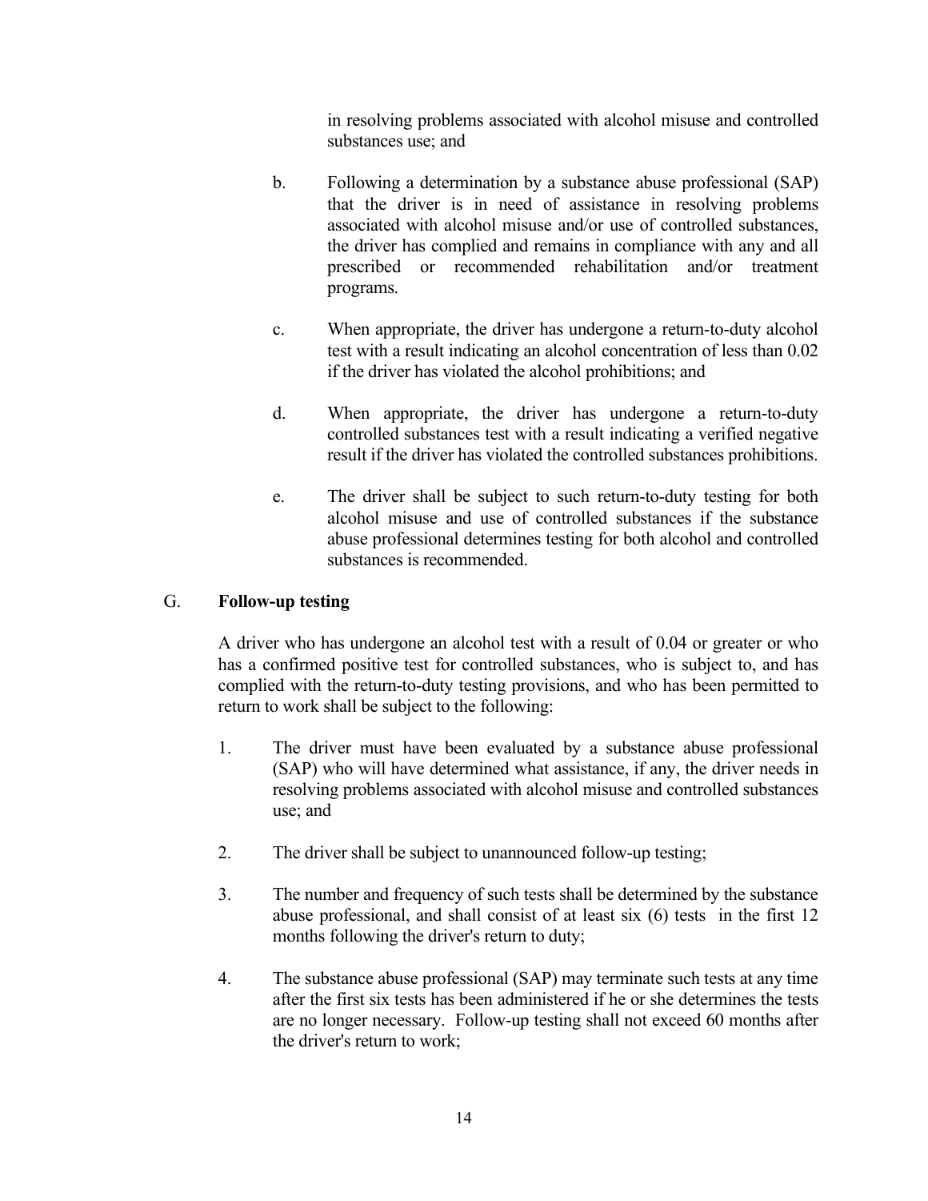in resolving problems associated with alcohol misuse and controlled substances use; and

b. Following a determination by a substance abuse professional (SAP) that the driver is in need of assistance in resolving problems associated with alcohol misuse and/or use of controlled substances, the driver has complied and remains in compliance with any and all prescribed or recommended rehabilitation and/or treatment programs.

c. When appropriate, the driver has undergone a return-to-duty alcohol test with a result indicating an alcohol concentration of less than 0.02 if the driver has violated the alcohol prohibitions; and

d. When appropriate, the driver has undergone a return-to-duty controlled substances test with a result indicating a verified negative result if the driver has violated the controlled substances prohibitions.

e. The driver shall be subject to such return-to-duty testing for both alcohol misuse and use of controlled substances if the substance abuse professional determines testing for both alcohol and controlled substances is recommended.

G. **Follow-up testing**

A driver who has undergone an alcohol test with a result of 0.04 or greater or who has a confirmed positive test for controlled substances, who is subject to, and has complied with the return-to-duty testing provisions, and who has been permitted to return to work shall be subject to the following:

1. The driver must have been evaluated by a substance abuse professional (SAP) who will have determined what assistance, if any, the driver needs in resolving problems associated with alcohol misuse and controlled substances use; and

2. The driver shall be subject to unannounced follow-up testing;

3. The number and frequency of such tests shall be determined by the substance abuse professional, and shall consist of at least six (6) tests in the first 12 months following the driver's return to duty;

4. The substance abuse professional (SAP) may terminate such tests at any time after the first six tests has been administered if he or she determines the tests are no longer necessary. Follow-up testing shall not exceed 60 months after the driver's return to work;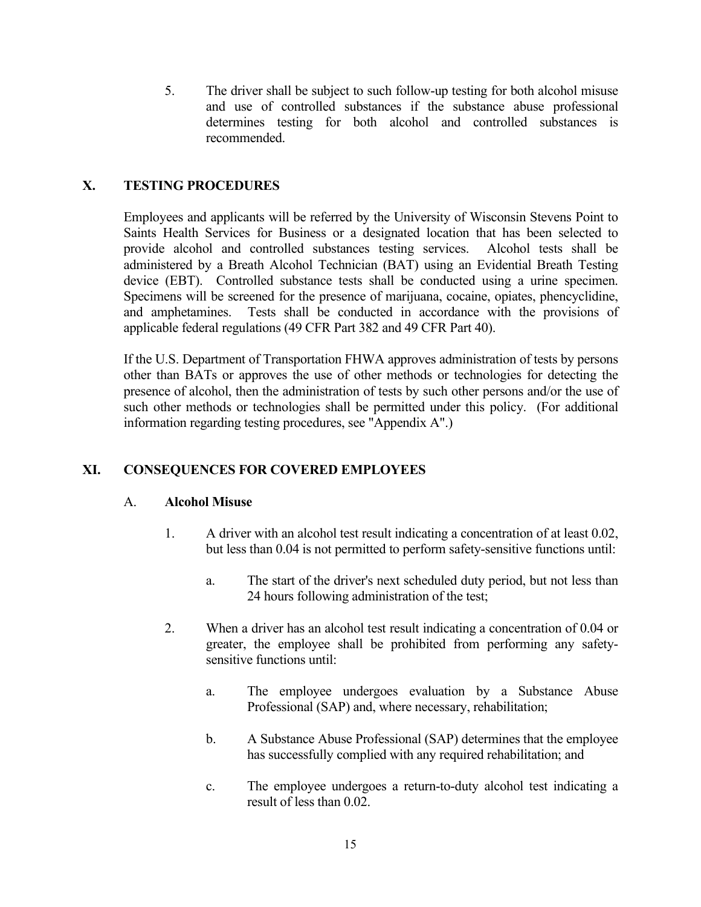5. The driver shall be subject to such follow-up testing for both alcohol misuse and use of controlled substances if the substance abuse professional determines testing for both alcohol and controlled substances is recommended.

## X. TESTING PROCEDURES

Employees and applicants will be referred by the University of Wisconsin Stevens Point to Saints Health Services for Business or a designated location that has been selected to provide alcohol and controlled substances testing services. Alcohol tests shall be administered by a Breath Alcohol Technician (BAT) using an Evidential Breath Testing device (EBT). Controlled substance tests shall be conducted using a urine specimen. Specimens will be screened for the presence of marijuana, cocaine, opiates, phencyclidine, and amphetamines. Tests shall be conducted in accordance with the provisions of applicable federal regulations (49 CFR Part 382 and 49 CFR Part 40).

If the U.S. Department of Transportation FHWA approves administration of tests by persons other than BATs or approves the use of other methods or technologies for detecting the presence of alcohol, then the administration of tests by such other persons and/or the use of such other methods or technologies shall be permitted under this policy. (For additional information regarding testing procedures, see "Appendix A".)

## XI. CONSEQUENCES FOR COVERED EMPLOYEES

### A. Alcohol Misuse

1. A driver with an alcohol test result indicating a concentration of at least 0.02, but less than 0.04 is not permitted to perform safety-sensitive functions until:

   a. The start of the driver's next scheduled duty period, but not less than 24 hours following administration of the test;

2. When a driver has an alcohol test result indicating a concentration of 0.04 or greater, the employee shall be prohibited from performing any safety-sensitive functions until:

   a. The employee undergoes evaluation by a Substance Abuse Professional (SAP) and, where necessary, rehabilitation;

   b. A Substance Abuse Professional (SAP) determines that the employee has successfully complied with any required rehabilitation; and

   c. The employee undergoes a return-to-duty alcohol test indicating a result of less than 0.02.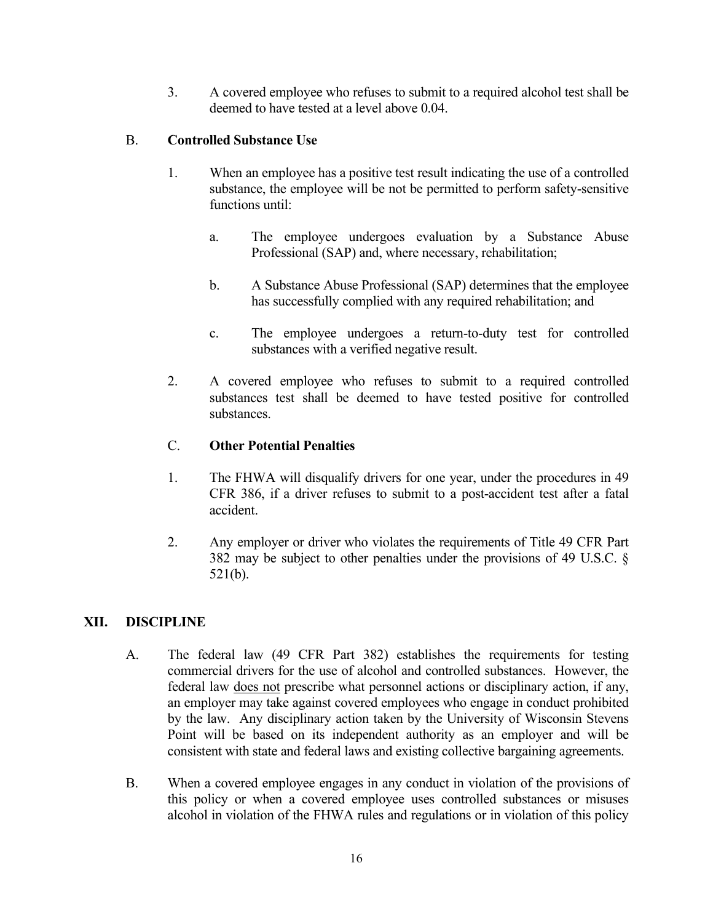3. A covered employee who refuses to submit to a required alcohol test shall be deemed to have tested at a level above 0.04.

B. **Controlled Substance Use**

1. When an employee has a positive test result indicating the use of a controlled substance, the employee will be not be permitted to perform safety-sensitive functions until:

   a. The employee undergoes evaluation by a Substance Abuse Professional (SAP) and, where necessary, rehabilitation;

   b. A Substance Abuse Professional (SAP) determines that the employee has successfully complied with any required rehabilitation; and

   c. The employee undergoes a return-to-duty test for controlled substances with a verified negative result.

2. A covered employee who refuses to submit to a required controlled substances test shall be deemed to have tested positive for controlled substances.

C. **Other Potential Penalties**

1. The FHWA will disqualify drivers for one year, under the procedures in 49 CFR 386, if a driver refuses to submit to a post-accident test after a fatal accident.

2. Any employer or driver who violates the requirements of Title 49 CFR Part 382 may be subject to other penalties under the provisions of 49 U.S.C. § 521(b).

## XII. DISCIPLINE

A. The federal law (49 CFR Part 382) establishes the requirements for testing commercial drivers for the use of alcohol and controlled substances. However, the federal law does not prescribe what personnel actions or disciplinary action, if any, an employer may take against covered employees who engage in conduct prohibited by the law. Any disciplinary action taken by the University of Wisconsin Stevens Point will be based on its independent authority as an employer and will be consistent with state and federal laws and existing collective bargaining agreements.

B. When a covered employee engages in any conduct in violation of the provisions of this policy or when a covered employee uses controlled substances or misuses alcohol in violation of the FHWA rules and regulations or in violation of this policy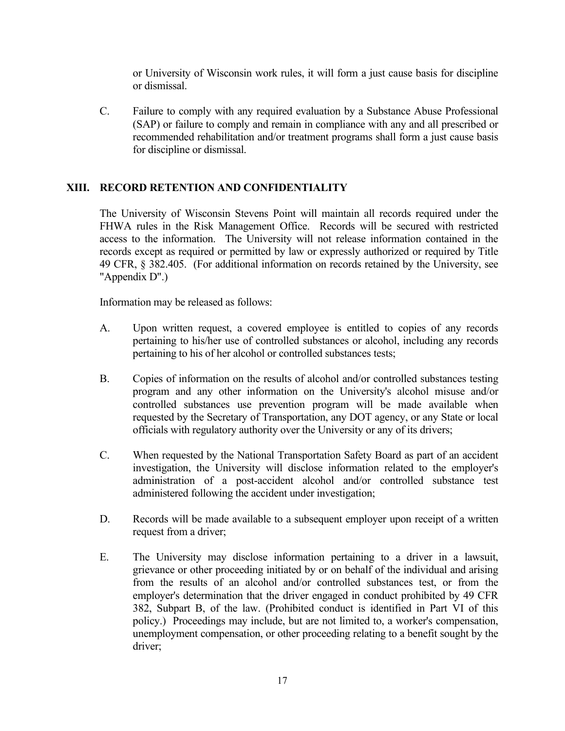or University of Wisconsin work rules, it will form a just cause basis for discipline or dismissal.

C. Failure to comply with any required evaluation by a Substance Abuse Professional (SAP) or failure to comply and remain in compliance with any and all prescribed or recommended rehabilitation and/or treatment programs shall form a just cause basis for discipline or dismissal.

## XIII. RECORD RETENTION AND CONFIDENTIALITY

The University of Wisconsin Stevens Point will maintain all records required under the FHWA rules in the Risk Management Office. Records will be secured with restricted access to the information. The University will not release information contained in the records except as required or permitted by law or expressly authorized or required by Title 49 CFR, § 382.405. (For additional information on records retained by the University, see "Appendix D".)

Information may be released as follows:

A. Upon written request, a covered employee is entitled to copies of any records pertaining to his/her use of controlled substances or alcohol, including any records pertaining to his of her alcohol or controlled substances tests;

B. Copies of information on the results of alcohol and/or controlled substances testing program and any other information on the University's alcohol misuse and/or controlled substances use prevention program will be made available when requested by the Secretary of Transportation, any DOT agency, or any State or local officials with regulatory authority over the University or any of its drivers;

C. When requested by the National Transportation Safety Board as part of an accident investigation, the University will disclose information related to the employer's administration of a post-accident alcohol and/or controlled substance test administered following the accident under investigation;

D. Records will be made available to a subsequent employer upon receipt of a written request from a driver;

E. The University may disclose information pertaining to a driver in a lawsuit, grievance or other proceeding initiated by or on behalf of the individual and arising from the results of an alcohol and/or controlled substances test, or from the employer's determination that the driver engaged in conduct prohibited by 49 CFR 382, Subpart B, of the law. (Prohibited conduct is identified in Part VI of this policy.) Proceedings may include, but are not limited to, a worker's compensation, unemployment compensation, or other proceeding relating to a benefit sought by the driver;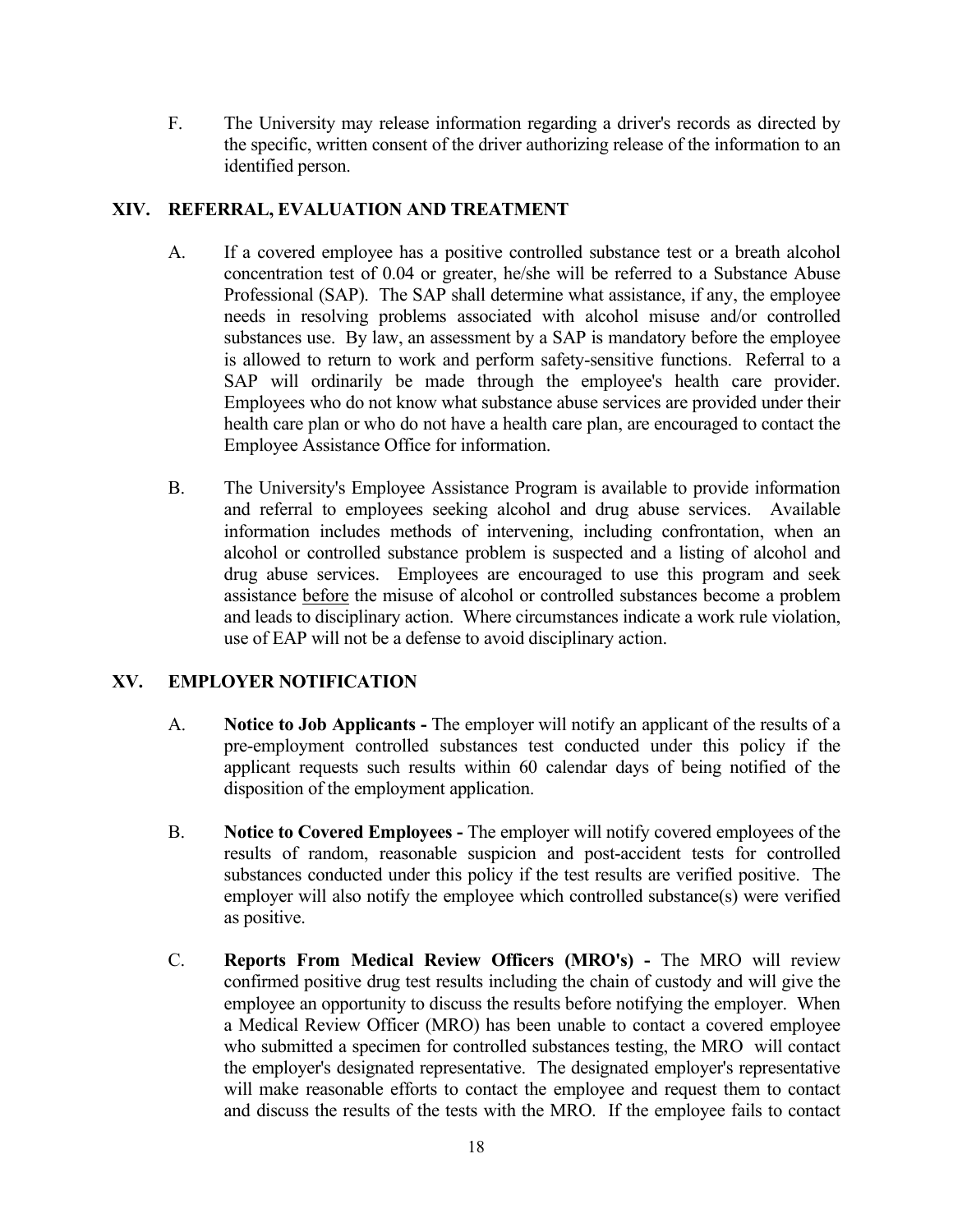F. The University may release information regarding a driver's records as directed by the specific, written consent of the driver authorizing release of the information to an identified person.

## XIV. REFERRAL, EVALUATION AND TREATMENT

A. If a covered employee has a positive controlled substance test or a breath alcohol concentration test of 0.04 or greater, he/she will be referred to a Substance Abuse Professional (SAP). The SAP shall determine what assistance, if any, the employee needs in resolving problems associated with alcohol misuse and/or controlled substances use. By law, an assessment by a SAP is mandatory before the employee is allowed to return to work and perform safety-sensitive functions. Referral to a SAP will ordinarily be made through the employee's health care provider. Employees who do not know what substance abuse services are provided under their health care plan or who do not have a health care plan, are encouraged to contact the Employee Assistance Office for information.

B. The University's Employee Assistance Program is available to provide information and referral to employees seeking alcohol and drug abuse services. Available information includes methods of intervening, including confrontation, when an alcohol or controlled substance problem is suspected and a listing of alcohol and drug abuse services. Employees are encouraged to use this program and seek assistance before the misuse of alcohol or controlled substances become a problem and leads to disciplinary action. Where circumstances indicate a work rule violation, use of EAP will not be a defense to avoid disciplinary action.

## XV. EMPLOYER NOTIFICATION

A. **Notice to Job Applicants -** The employer will notify an applicant of the results of a pre-employment controlled substances test conducted under this policy if the applicant requests such results within 60 calendar days of being notified of the disposition of the employment application.

B. **Notice to Covered Employees -** The employer will notify covered employees of the results of random, reasonable suspicion and post-accident tests for controlled substances conducted under this policy if the test results are verified positive. The employer will also notify the employee which controlled substance(s) were verified as positive.

C. **Reports From Medical Review Officers (MRO's) -** The MRO will review confirmed positive drug test results including the chain of custody and will give the employee an opportunity to discuss the results before notifying the employer. When a Medical Review Officer (MRO) has been unable to contact a covered employee who submitted a specimen for controlled substances testing, the MRO will contact the employer's designated representative. The designated employer's representative will make reasonable efforts to contact the employee and request them to contact and discuss the results of the tests with the MRO. If the employee fails to contact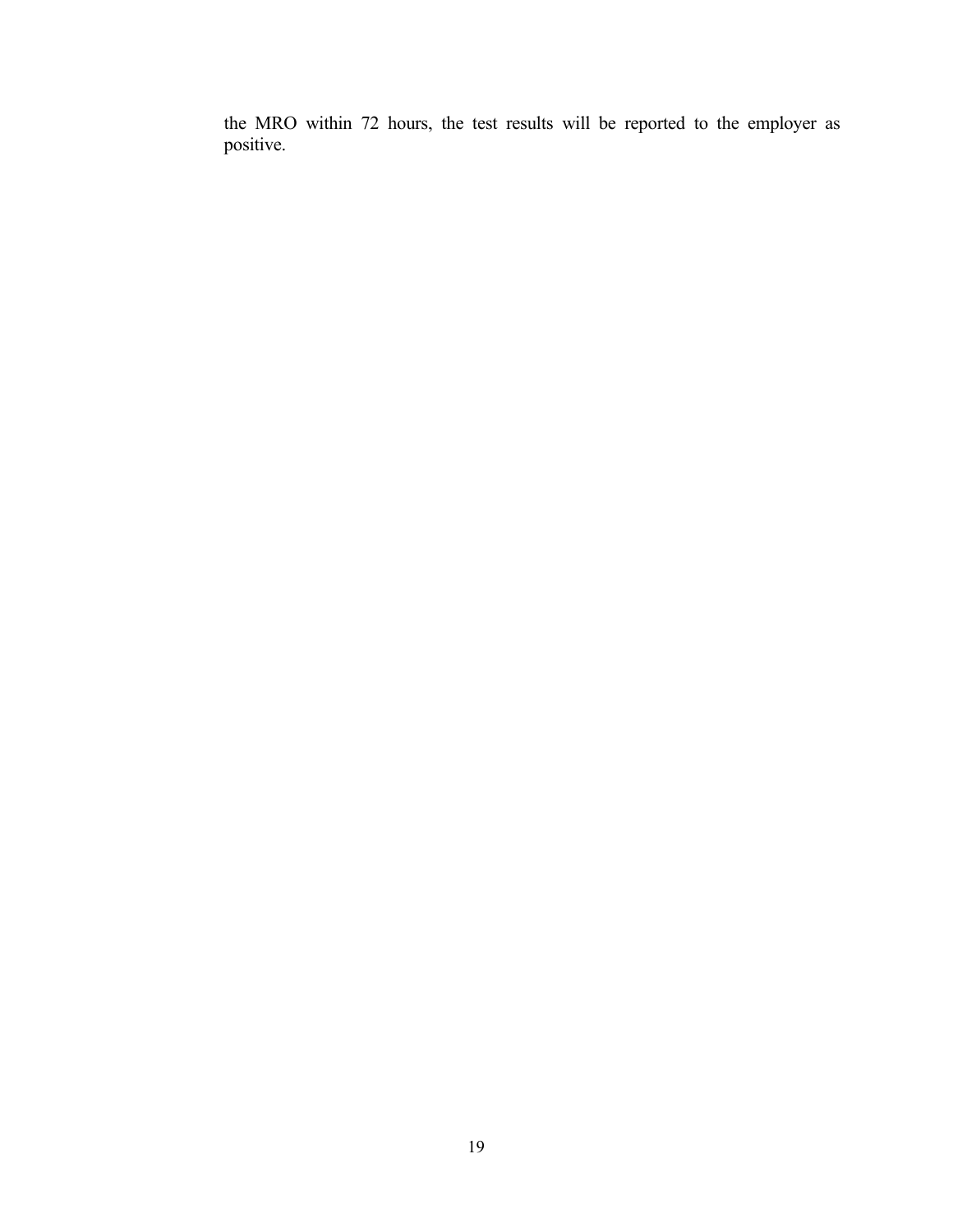the MRO within 72 hours, the test results will be reported to the employer as positive.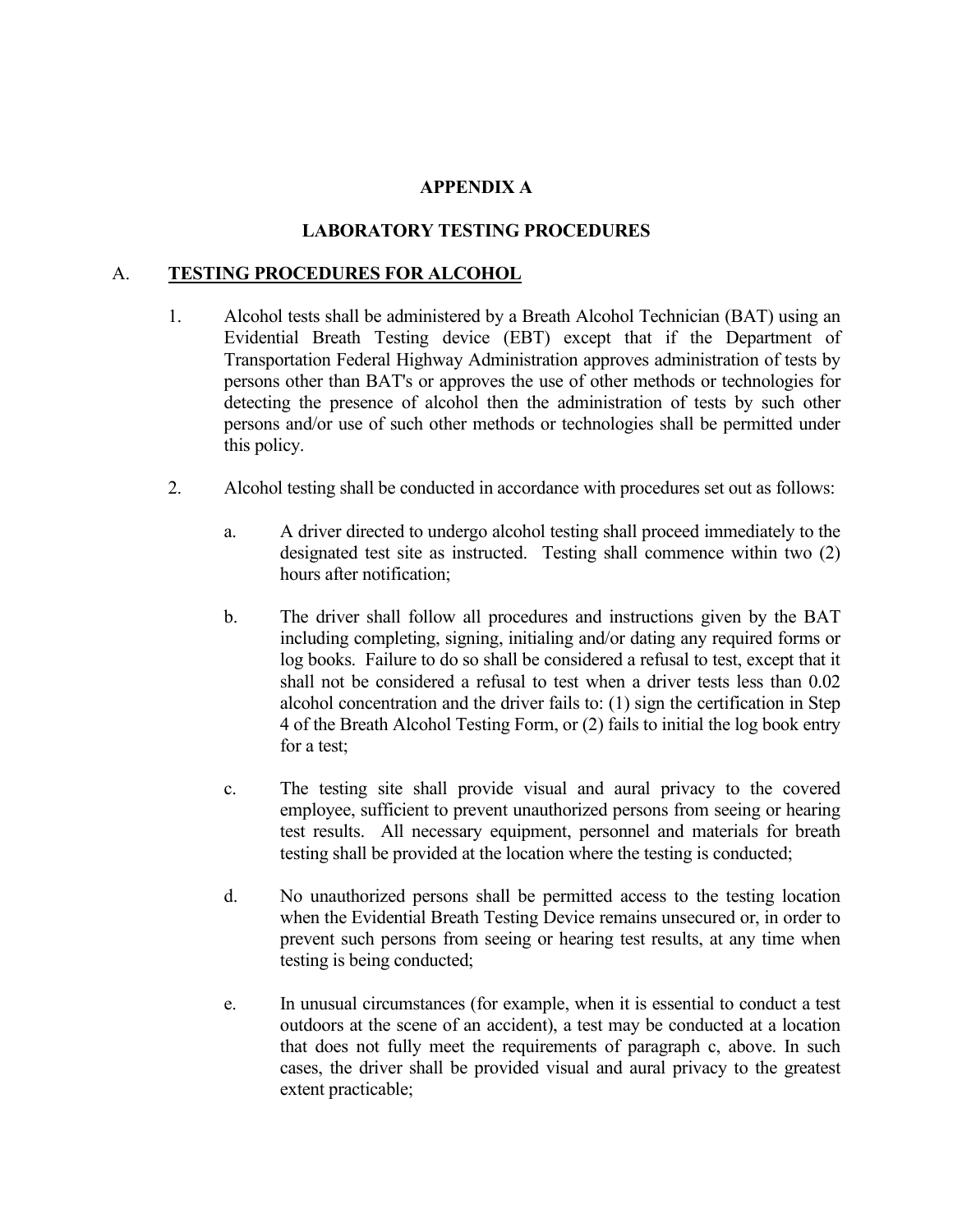# APPENDIX A

## LABORATORY TESTING PROCEDURES

### A. <u>TESTING PROCEDURES FOR ALCOHOL</u>

1. Alcohol tests shall be administered by a Breath Alcohol Technician (BAT) using an Evidential Breath Testing device (EBT) except that if the Department of Transportation Federal Highway Administration approves administration of tests by persons other than BAT's or approves the use of other methods or technologies for detecting the presence of alcohol then the administration of tests by such other persons and/or use of such other methods or technologies shall be permitted under this policy.

2. Alcohol testing shall be conducted in accordance with procedures set out as follows:

   a. A driver directed to undergo alcohol testing shall proceed immediately to the designated test site as instructed. Testing shall commence within two (2) hours after notification;

   b. The driver shall follow all procedures and instructions given by the BAT including completing, signing, initialing and/or dating any required forms or log books. Failure to do so shall be considered a refusal to test, except that it shall not be considered a refusal to test when a driver tests less than 0.02 alcohol concentration and the driver fails to: (1) sign the certification in Step 4 of the Breath Alcohol Testing Form, or (2) fails to initial the log book entry for a test;

   c. The testing site shall provide visual and aural privacy to the covered employee, sufficient to prevent unauthorized persons from seeing or hearing test results. All necessary equipment, personnel and materials for breath testing shall be provided at the location where the testing is conducted;

   d. No unauthorized persons shall be permitted access to the testing location when the Evidential Breath Testing Device remains unsecured or, in order to prevent such persons from seeing or hearing test results, at any time when testing is being conducted;

   e. In unusual circumstances (for example, when it is essential to conduct a test outdoors at the scene of an accident), a test may be conducted at a location that does not fully meet the requirements of paragraph c, above. In such cases, the driver shall be provided visual and aural privacy to the greatest extent practicable;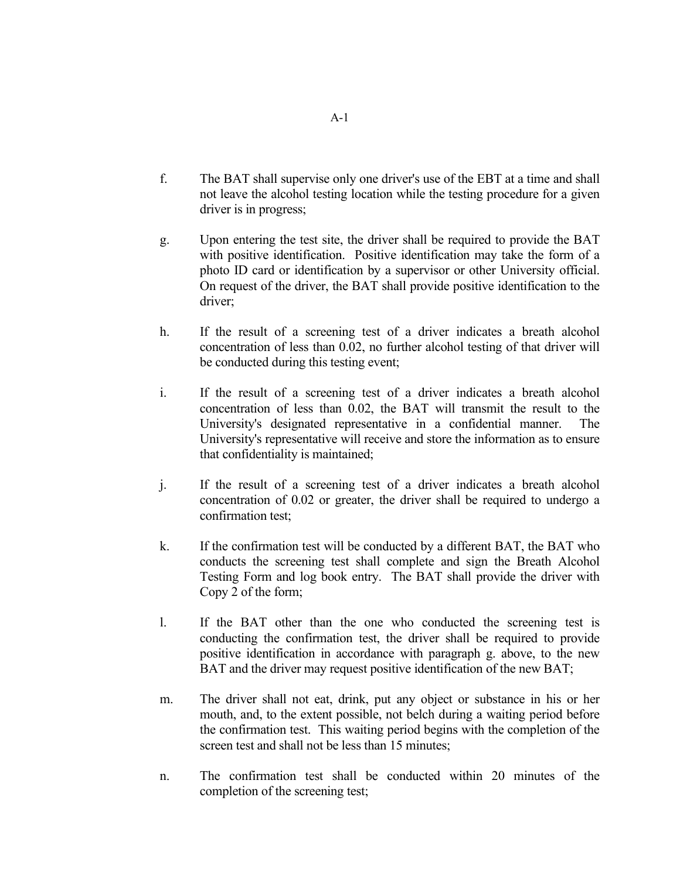f. The BAT shall supervise only one driver's use of the EBT at a time and shall not leave the alcohol testing location while the testing procedure for a given driver is in progress;

g. Upon entering the test site, the driver shall be required to provide the BAT with positive identification. Positive identification may take the form of a photo ID card or identification by a supervisor or other University official. On request of the driver, the BAT shall provide positive identification to the driver;

h. If the result of a screening test of a driver indicates a breath alcohol concentration of less than 0.02, no further alcohol testing of that driver will be conducted during this testing event;

i. If the result of a screening test of a driver indicates a breath alcohol concentration of less than 0.02, the BAT will transmit the result to the University's designated representative in a confidential manner. The University's representative will receive and store the information as to ensure that confidentiality is maintained;

j. If the result of a screening test of a driver indicates a breath alcohol concentration of 0.02 or greater, the driver shall be required to undergo a confirmation test;

k. If the confirmation test will be conducted by a different BAT, the BAT who conducts the screening test shall complete and sign the Breath Alcohol Testing Form and log book entry. The BAT shall provide the driver with Copy 2 of the form;

l. If the BAT other than the one who conducted the screening test is conducting the confirmation test, the driver shall be required to provide positive identification in accordance with paragraph g. above, to the new BAT and the driver may request positive identification of the new BAT;

m. The driver shall not eat, drink, put any object or substance in his or her mouth, and, to the extent possible, not belch during a waiting period before the confirmation test. This waiting period begins with the completion of the screen test and shall not be less than 15 minutes;

n. The confirmation test shall be conducted within 20 minutes of the completion of the screening test;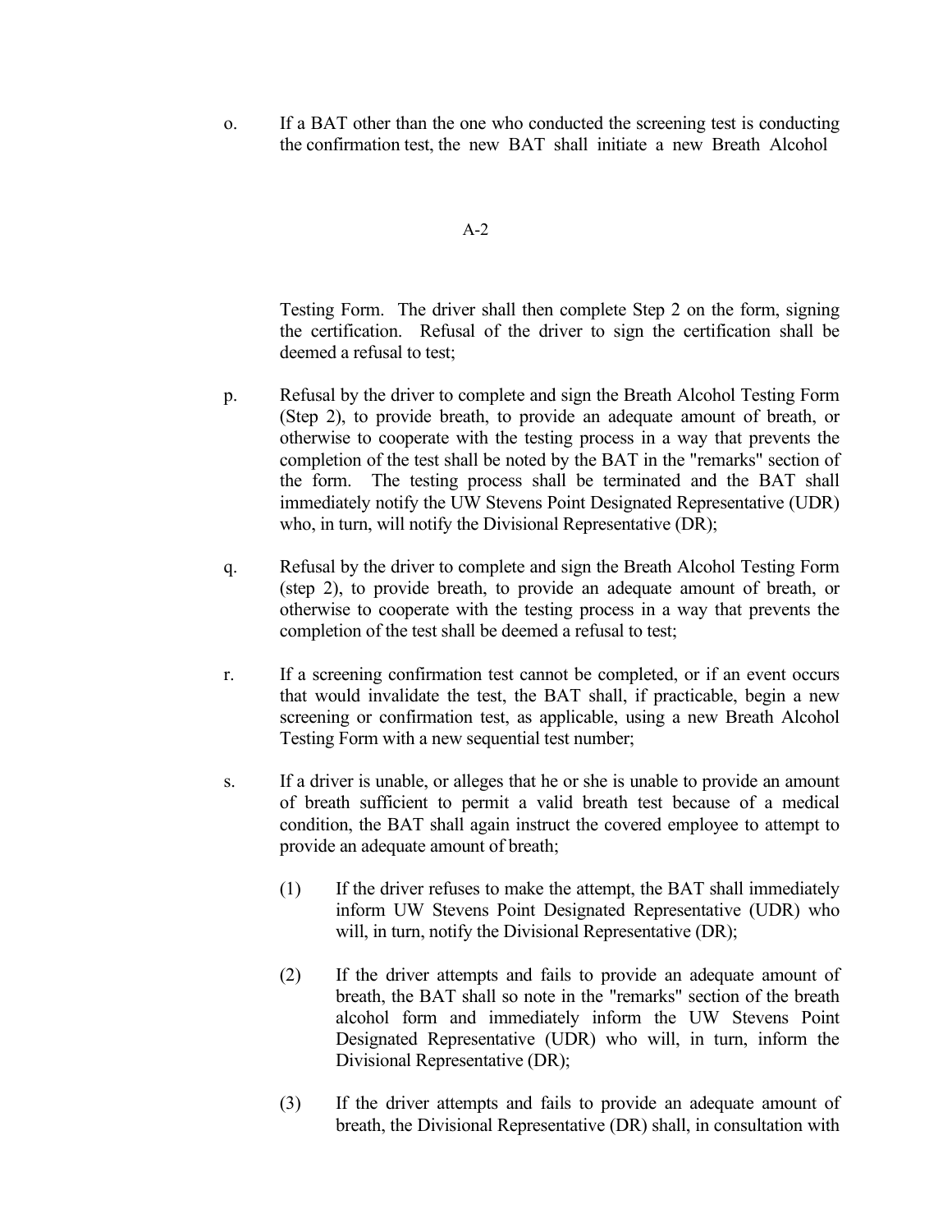o. If a BAT other than the one who conducted the screening test is conducting the confirmation test, the new BAT shall initiate a new Breath Alcohol Testing Form. The driver shall then complete Step 2 on the form, signing the certification. Refusal of the driver to sign the certification shall be deemed a refusal to test;

p. Refusal by the driver to complete and sign the Breath Alcohol Testing Form (Step 2), to provide breath, to provide an adequate amount of breath, or otherwise to cooperate with the testing process in a way that prevents the completion of the test shall be noted by the BAT in the "remarks" section of the form. The testing process shall be terminated and the BAT shall immediately notify the UW Stevens Point Designated Representative (UDR) who, in turn, will notify the Divisional Representative (DR);

q. Refusal by the driver to complete and sign the Breath Alcohol Testing Form (step 2), to provide breath, to provide an adequate amount of breath, or otherwise to cooperate with the testing process in a way that prevents the completion of the test shall be deemed a refusal to test;

r. If a screening confirmation test cannot be completed, or if an event occurs that would invalidate the test, the BAT shall, if practicable, begin a new screening or confirmation test, as applicable, using a new Breath Alcohol Testing Form with a new sequential test number;

s. If a driver is unable, or alleges that he or she is unable to provide an amount of breath sufficient to permit a valid breath test because of a medical condition, the BAT shall again instruct the covered employee to attempt to provide an adequate amount of breath;

   (1) If the driver refuses to make the attempt, the BAT shall immediately inform UW Stevens Point Designated Representative (UDR) who will, in turn, notify the Divisional Representative (DR);

   (2) If the driver attempts and fails to provide an adequate amount of breath, the BAT shall so note in the "remarks" section of the breath alcohol form and immediately inform the UW Stevens Point Designated Representative (UDR) who will, in turn, inform the Divisional Representative (DR);

   (3) If the driver attempts and fails to provide an adequate amount of breath, the Divisional Representative (DR) shall, in consultation with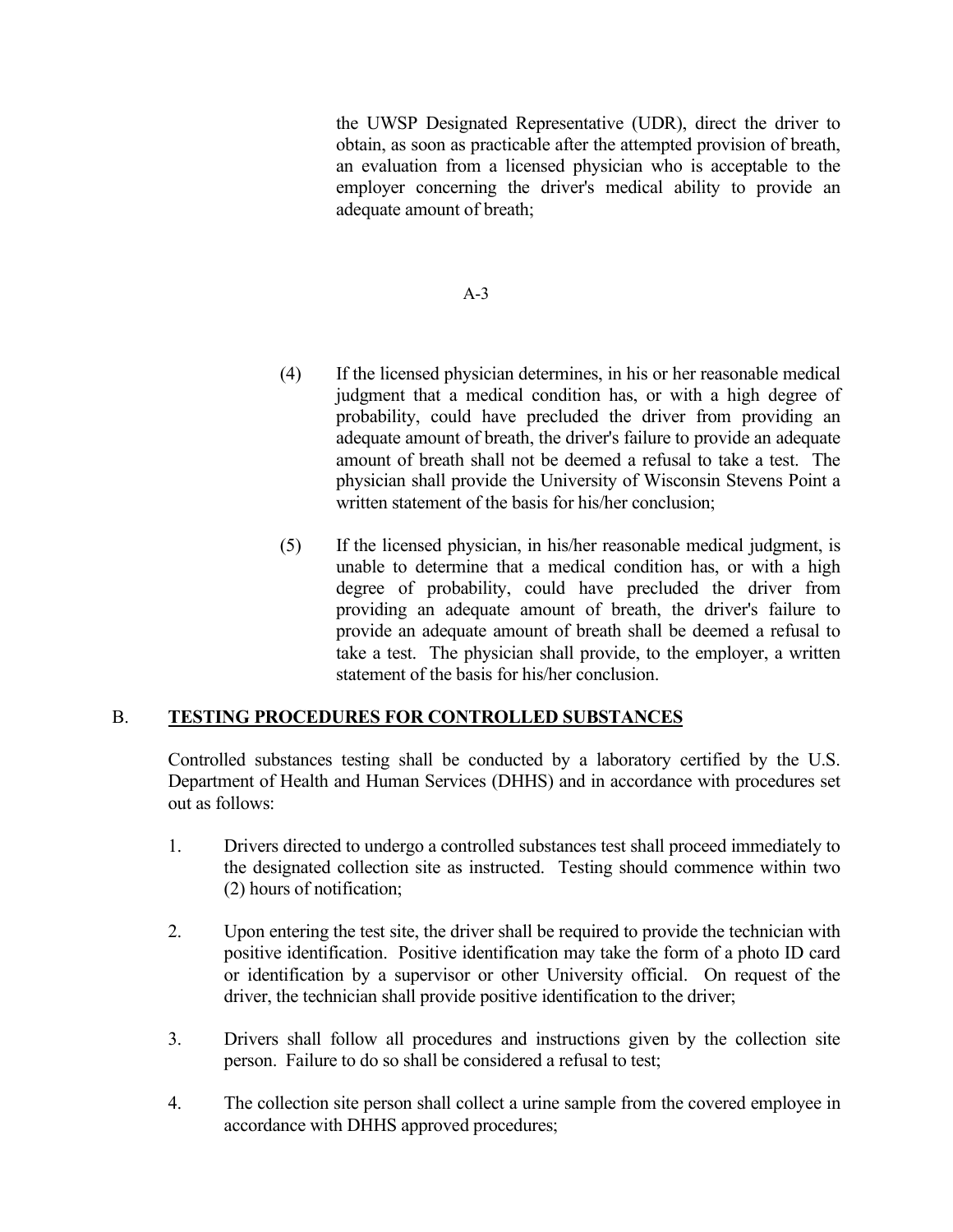the UWSP Designated Representative (UDR), direct the driver to obtain, as soon as practicable after the attempted provision of breath, an evaluation from a licensed physician who is acceptable to the employer concerning the driver's medical ability to provide an adequate amount of breath;

(4) If the licensed physician determines, in his or her reasonable medical judgment that a medical condition has, or with a high degree of probability, could have precluded the driver from providing an adequate amount of breath, the driver's failure to provide an adequate amount of breath shall not be deemed a refusal to take a test. The physician shall provide the University of Wisconsin Stevens Point a written statement of the basis for his/her conclusion;

(5) If the licensed physician, in his/her reasonable medical judgment, is unable to determine that a medical condition has, or with a high degree of probability, could have precluded the driver from providing an adequate amount of breath, the driver's failure to provide an adequate amount of breath shall be deemed a refusal to take a test. The physician shall provide, to the employer, a written statement of the basis for his/her conclusion.

## B. <u>**TESTING PROCEDURES FOR CONTROLLED SUBSTANCES**</u>

Controlled substances testing shall be conducted by a laboratory certified by the U.S. Department of Health and Human Services (DHHS) and in accordance with procedures set out as follows:

1. Drivers directed to undergo a controlled substances test shall proceed immediately to the designated collection site as instructed. Testing should commence within two (2) hours of notification;

2. Upon entering the test site, the driver shall be required to provide the technician with positive identification. Positive identification may take the form of a photo ID card or identification by a supervisor or other University official. On request of the driver, the technician shall provide positive identification to the driver;

3. Drivers shall follow all procedures and instructions given by the collection site person. Failure to do so shall be considered a refusal to test;

4. The collection site person shall collect a urine sample from the covered employee in accordance with DHHS approved procedures;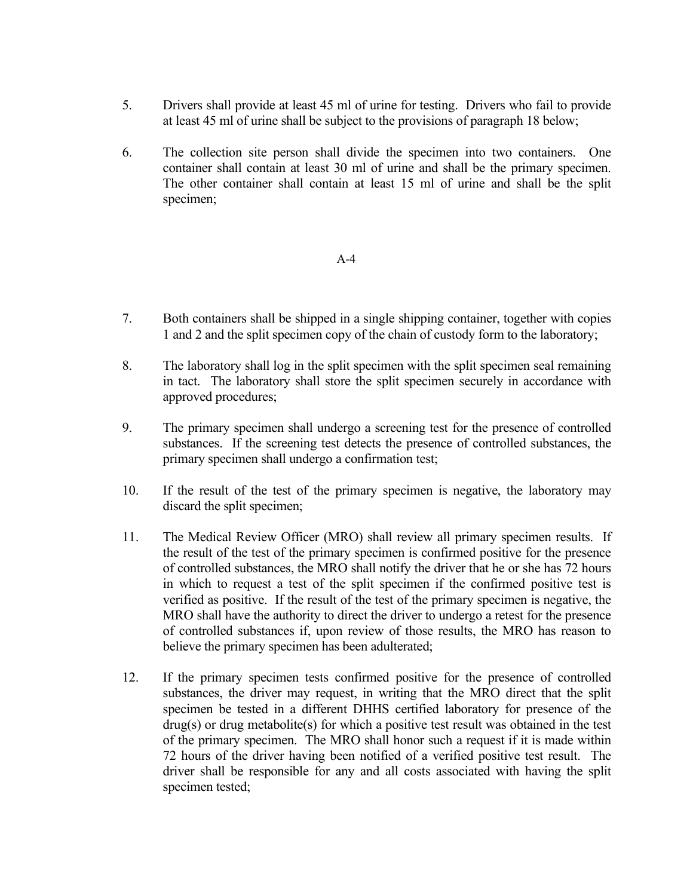5. Drivers shall provide at least 45 ml of urine for testing. Drivers who fail to provide at least 45 ml of urine shall be subject to the provisions of paragraph 18 below;

6. The collection site person shall divide the specimen into two containers. One container shall contain at least 30 ml of urine and shall be the primary specimen. The other container shall contain at least 15 ml of urine and shall be the split specimen;

7. Both containers shall be shipped in a single shipping container, together with copies 1 and 2 and the split specimen copy of the chain of custody form to the laboratory;

8. The laboratory shall log in the split specimen with the split specimen seal remaining in tact. The laboratory shall store the split specimen securely in accordance with approved procedures;

9. The primary specimen shall undergo a screening test for the presence of controlled substances. If the screening test detects the presence of controlled substances, the primary specimen shall undergo a confirmation test;

10. If the result of the test of the primary specimen is negative, the laboratory may discard the split specimen;

11. The Medical Review Officer (MRO) shall review all primary specimen results. If the result of the test of the primary specimen is confirmed positive for the presence of controlled substances, the MRO shall notify the driver that he or she has 72 hours in which to request a test of the split specimen if the confirmed positive test is verified as positive. If the result of the test of the primary specimen is negative, the MRO shall have the authority to direct the driver to undergo a retest for the presence of controlled substances if, upon review of those results, the MRO has reason to believe the primary specimen has been adulterated;

12. If the primary specimen tests confirmed positive for the presence of controlled substances, the driver may request, in writing that the MRO direct that the split specimen be tested in a different DHHS certified laboratory for presence of the drug(s) or drug metabolite(s) for which a positive test result was obtained in the test of the primary specimen. The MRO shall honor such a request if it is made within 72 hours of the driver having been notified of a verified positive test result. The driver shall be responsible for any and all costs associated with having the split specimen tested;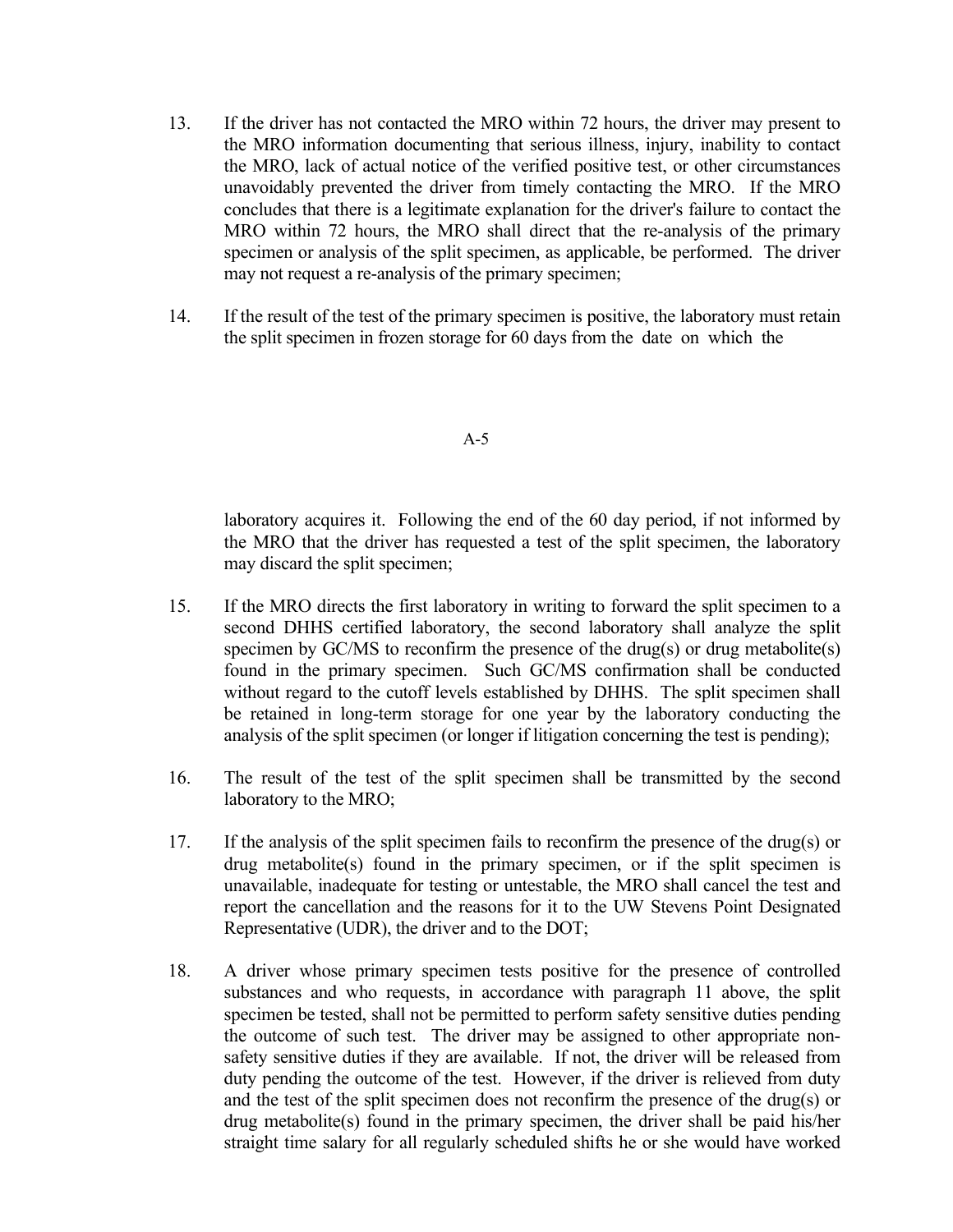13. If the driver has not contacted the MRO within 72 hours, the driver may present to the MRO information documenting that serious illness, injury, inability to contact the MRO, lack of actual notice of the verified positive test, or other circumstances unavoidably prevented the driver from timely contacting the MRO. If the MRO concludes that there is a legitimate explanation for the driver's failure to contact the MRO within 72 hours, the MRO shall direct that the re-analysis of the primary specimen or analysis of the split specimen, as applicable, be performed. The driver may not request a re-analysis of the primary specimen;

14. If the result of the test of the primary specimen is positive, the laboratory must retain the split specimen in frozen storage for 60 days from the date on which the laboratory acquires it. Following the end of the 60 day period, if not informed by the MRO that the driver has requested a test of the split specimen, the laboratory may discard the split specimen;

15. If the MRO directs the first laboratory in writing to forward the split specimen to a second DHHS certified laboratory, the second laboratory shall analyze the split specimen by GC/MS to reconfirm the presence of the drug(s) or drug metabolite(s) found in the primary specimen. Such GC/MS confirmation shall be conducted without regard to the cutoff levels established by DHHS. The split specimen shall be retained in long-term storage for one year by the laboratory conducting the analysis of the split specimen (or longer if litigation concerning the test is pending);

16. The result of the test of the split specimen shall be transmitted by the second laboratory to the MRO;

17. If the analysis of the split specimen fails to reconfirm the presence of the drug(s) or drug metabolite(s) found in the primary specimen, or if the split specimen is unavailable, inadequate for testing or untestable, the MRO shall cancel the test and report the cancellation and the reasons for it to the UW Stevens Point Designated Representative (UDR), the driver and to the DOT;

18. A driver whose primary specimen tests positive for the presence of controlled substances and who requests, in accordance with paragraph 11 above, the split specimen be tested, shall not be permitted to perform safety sensitive duties pending the outcome of such test. The driver may be assigned to other appropriate non-safety sensitive duties if they are available. If not, the driver will be released from duty pending the outcome of the test. However, if the driver is relieved from duty and the test of the split specimen does not reconfirm the presence of the drug(s) or drug metabolite(s) found in the primary specimen, the driver shall be paid his/her straight time salary for all regularly scheduled shifts he or she would have worked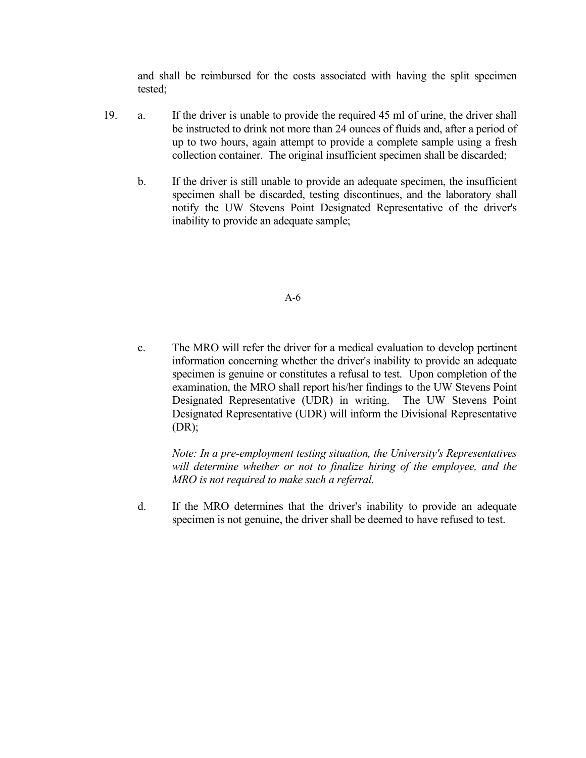and shall be reimbursed for the costs associated with having the split specimen tested;

19. a. If the driver is unable to provide the required 45 ml of urine, the driver shall be instructed to drink not more than 24 ounces of fluids and, after a period of up to two hours, again attempt to provide a complete sample using a fresh collection container. The original insufficient specimen shall be discarded;

    b. If the driver is still unable to provide an adequate specimen, the insufficient specimen shall be discarded, testing discontinues, and the laboratory shall notify the UW Stevens Point Designated Representative of the driver's inability to provide an adequate sample;

    c. The MRO will refer the driver for a medical evaluation to develop pertinent information concerning whether the driver's inability to provide an adequate specimen is genuine or constitutes a refusal to test. Upon completion of the examination, the MRO shall report his/her findings to the UW Stevens Point Designated Representative (UDR) in writing. The UW Stevens Point Designated Representative (UDR) will inform the Divisional Representative (DR);

       *Note: In a pre-employment testing situation, the University's Representatives will determine whether or not to finalize hiring of the employee, and the MRO is not required to make such a referral.*

    d. If the MRO determines that the driver's inability to provide an adequate specimen is not genuine, the driver shall be deemed to have refused to test.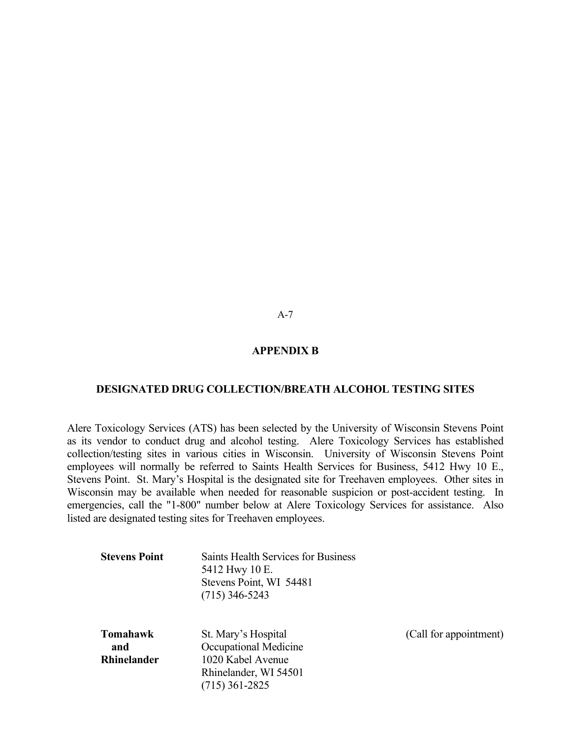## APPENDIX B

### DESIGNATED DRUG COLLECTION/BREATH ALCOHOL TESTING SITES

Alere Toxicology Services (ATS) has been selected by the University of Wisconsin Stevens Point as its vendor to conduct drug and alcohol testing. Alere Toxicology Services has established collection/testing sites in various cities in Wisconsin. University of Wisconsin Stevens Point employees will normally be referred to Saints Health Services for Business, 5412 Hwy 10 E., Stevens Point. St. Mary's Hospital is the designated site for Treehaven employees. Other sites in Wisconsin may be available when needed for reasonable suspicion or post-accident testing. In emergencies, call the "1-800" number below at Alere Toxicology Services for assistance. Also listed are designated testing sites for Treehaven employees.

**Stevens Point**

Saints Health Services for Business
5412 Hwy 10 E.
Stevens Point, WI 54481
(715) 346-5243

**Tomahawk and Rhinelander**

St. Mary's Hospital
Occupational Medicine
1020 Kabel Avenue
Rhinelander, WI 54501
(715) 361-2825

(Call for appointment)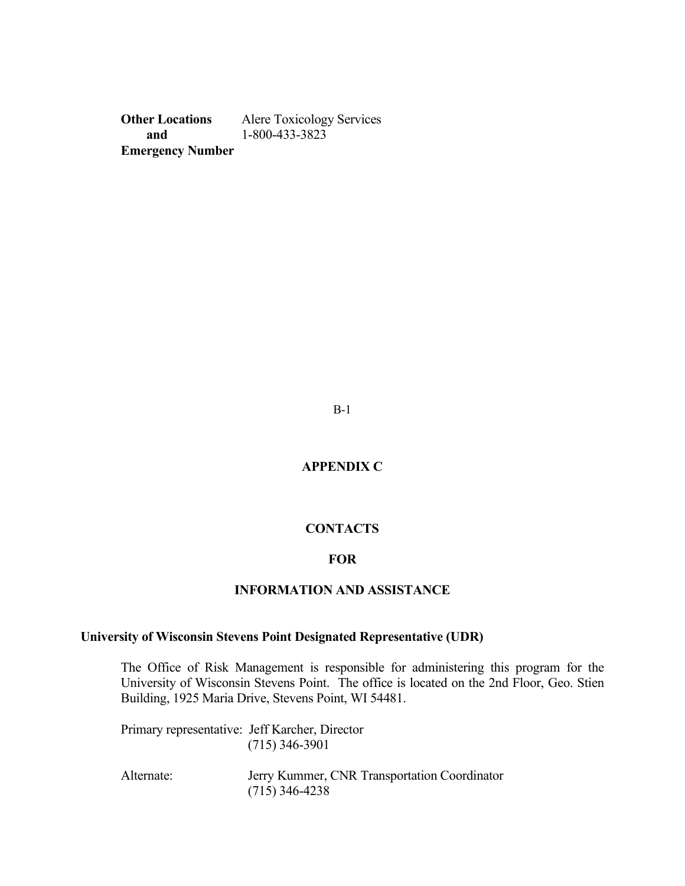| | |
|---|---|
| **Other Locations and Emergency Number** | Alere Toxicology Services<br>1-800-433-3823 |

## APPENDIX C

## CONTACTS

## FOR

## INFORMATION AND ASSISTANCE

### University of Wisconsin Stevens Point Designated Representative (UDR)

The Office of Risk Management is responsible for administering this program for the University of Wisconsin Stevens Point. The office is located on the 2nd Floor, Geo. Stien Building, 1925 Maria Drive, Stevens Point, WI 54481.

Primary representative: Jeff Karcher, Director
(715) 346-3901

Alternate: Jerry Kummer, CNR Transportation Coordinator
(715) 346-4238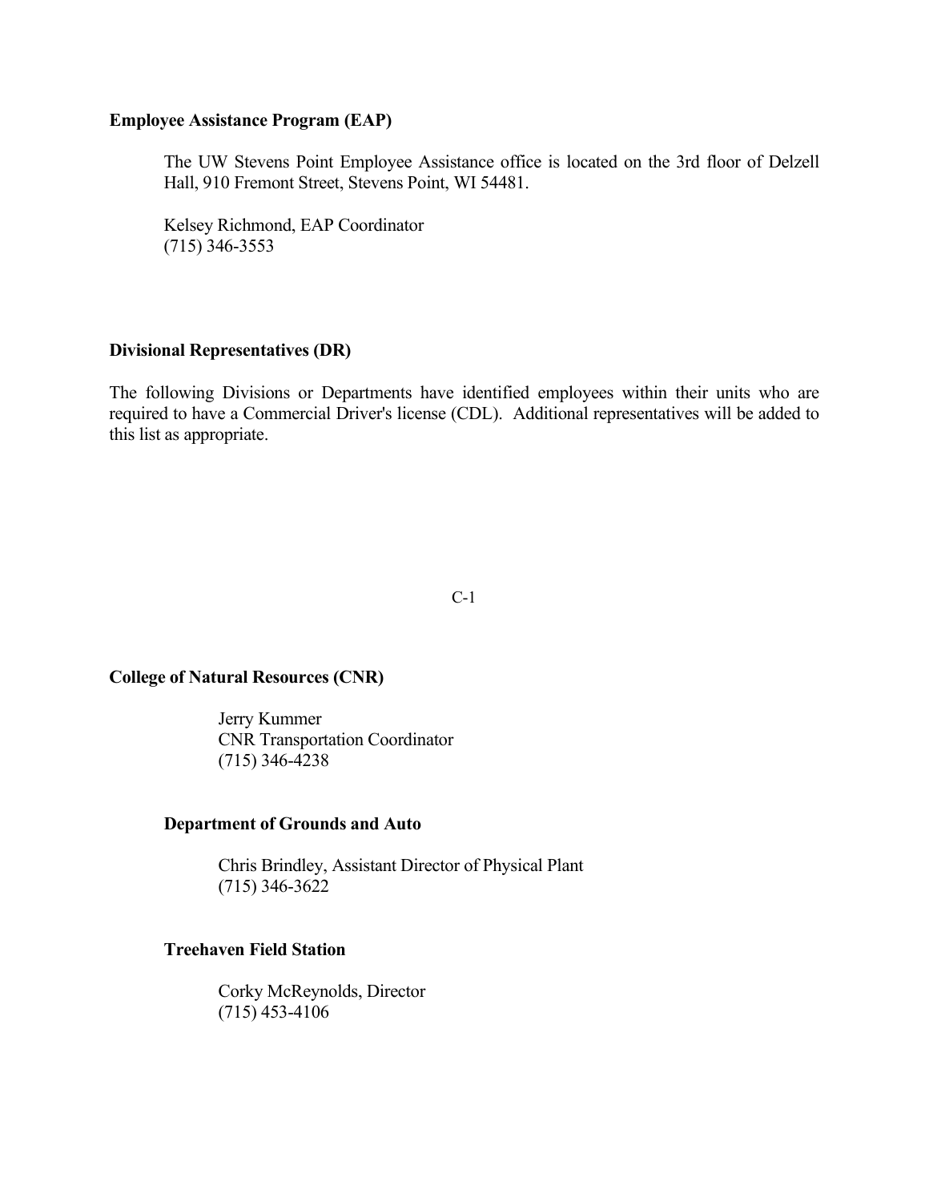**Employee Assistance Program (EAP)**

The UW Stevens Point Employee Assistance office is located on the 3rd floor of Delzell Hall, 910 Fremont Street, Stevens Point, WI 54481.

Kelsey Richmond, EAP Coordinator
(715) 346-3553

**Divisional Representatives (DR)**

The following Divisions or Departments have identified employees within their units who are required to have a Commercial Driver's license (CDL). Additional representatives will be added to this list as appropriate.

**College of Natural Resources (CNR)**

Jerry Kummer
CNR Transportation Coordinator
(715) 346-4238

**Department of Grounds and Auto**

Chris Brindley, Assistant Director of Physical Plant
(715) 346-3622

**Treehaven Field Station**

Corky McReynolds, Director
(715) 453-4106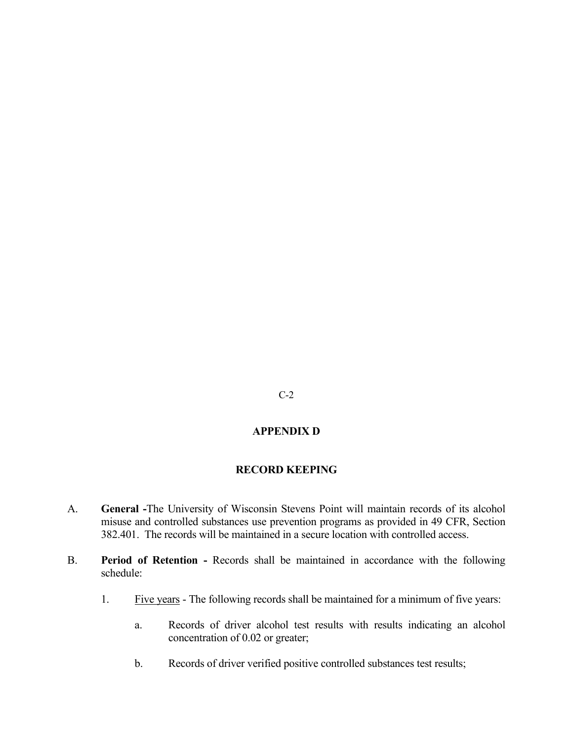# APPENDIX D

## RECORD KEEPING

A. **General -** The University of Wisconsin Stevens Point will maintain records of its alcohol misuse and controlled substances use prevention programs as provided in 49 CFR, Section 382.401. The records will be maintained in a secure location with controlled access.

B. **Period of Retention -** Records shall be maintained in accordance with the following schedule:

   1. <u>Five years</u> - The following records shall be maintained for a minimum of five years:

      a. Records of driver alcohol test results with results indicating an alcohol concentration of 0.02 or greater;

      b. Records of driver verified positive controlled substances test results;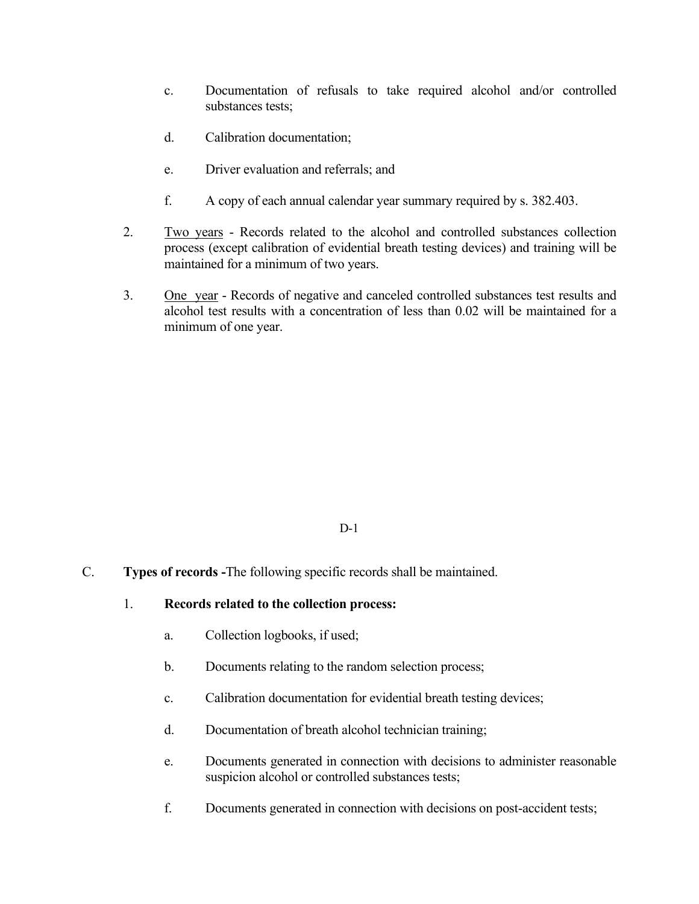c. Documentation of refusals to take required alcohol and/or controlled substances tests;

d. Calibration documentation;

e. Driver evaluation and referrals; and

f. A copy of each annual calendar year summary required by s. 382.403.

2. Two years - Records related to the alcohol and controlled substances collection process (except calibration of evidential breath testing devices) and training will be maintained for a minimum of two years.

3. One year - Records of negative and canceled controlled substances test results and alcohol test results with a concentration of less than 0.02 will be maintained for a minimum of one year.

C. **Types of records -**The following specific records shall be maintained.

1. **Records related to the collection process:**

a. Collection logbooks, if used;

b. Documents relating to the random selection process;

c. Calibration documentation for evidential breath testing devices;

d. Documentation of breath alcohol technician training;

e. Documents generated in connection with decisions to administer reasonable suspicion alcohol or controlled substances tests;

f. Documents generated in connection with decisions on post-accident tests;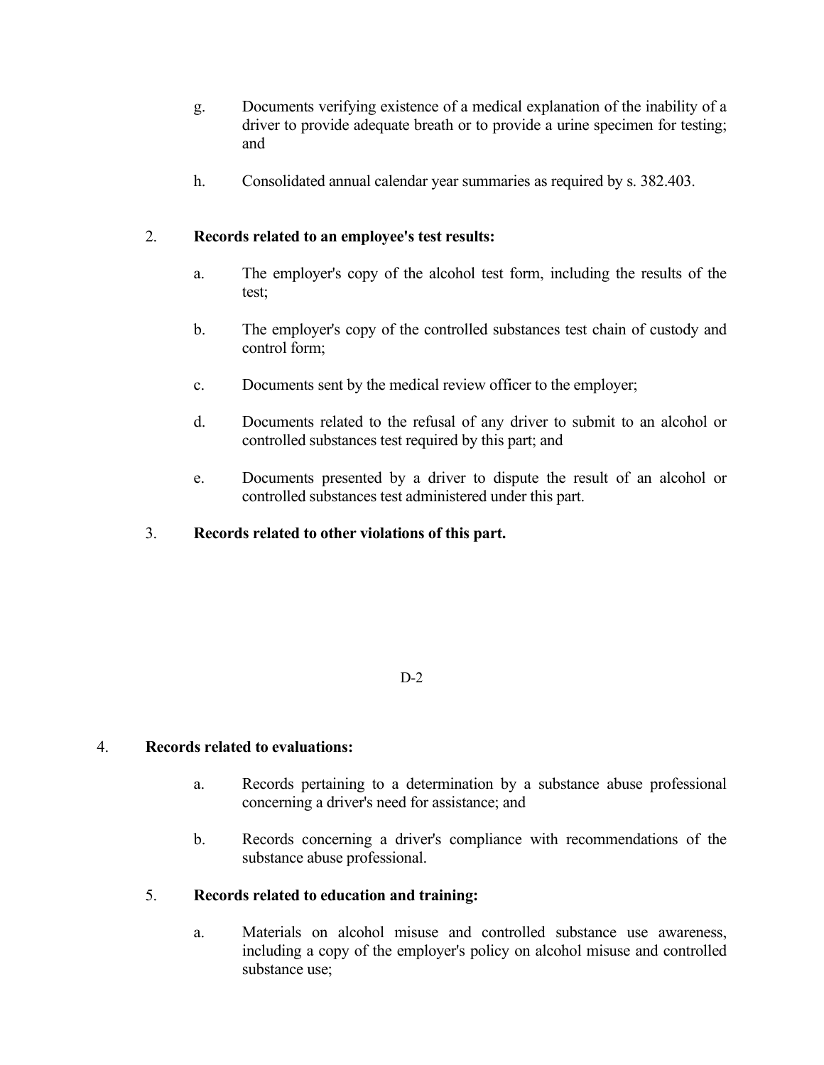g. Documents verifying existence of a medical explanation of the inability of a driver to provide adequate breath or to provide a urine specimen for testing; and

h. Consolidated annual calendar year summaries as required by s. 382.403.

2. **Records related to an employee's test results:**

   a. The employer's copy of the alcohol test form, including the results of the test;

   b. The employer's copy of the controlled substances test chain of custody and control form;

   c. Documents sent by the medical review officer to the employer;

   d. Documents related to the refusal of any driver to submit to an alcohol or controlled substances test required by this part; and

   e. Documents presented by a driver to dispute the result of an alcohol or controlled substances test administered under this part.

3. **Records related to other violations of this part.**

4. **Records related to evaluations:**

   a. Records pertaining to a determination by a substance abuse professional concerning a driver's need for assistance; and

   b. Records concerning a driver's compliance with recommendations of the substance abuse professional.

5. **Records related to education and training:**

   a. Materials on alcohol misuse and controlled substance use awareness, including a copy of the employer's policy on alcohol misuse and controlled substance use;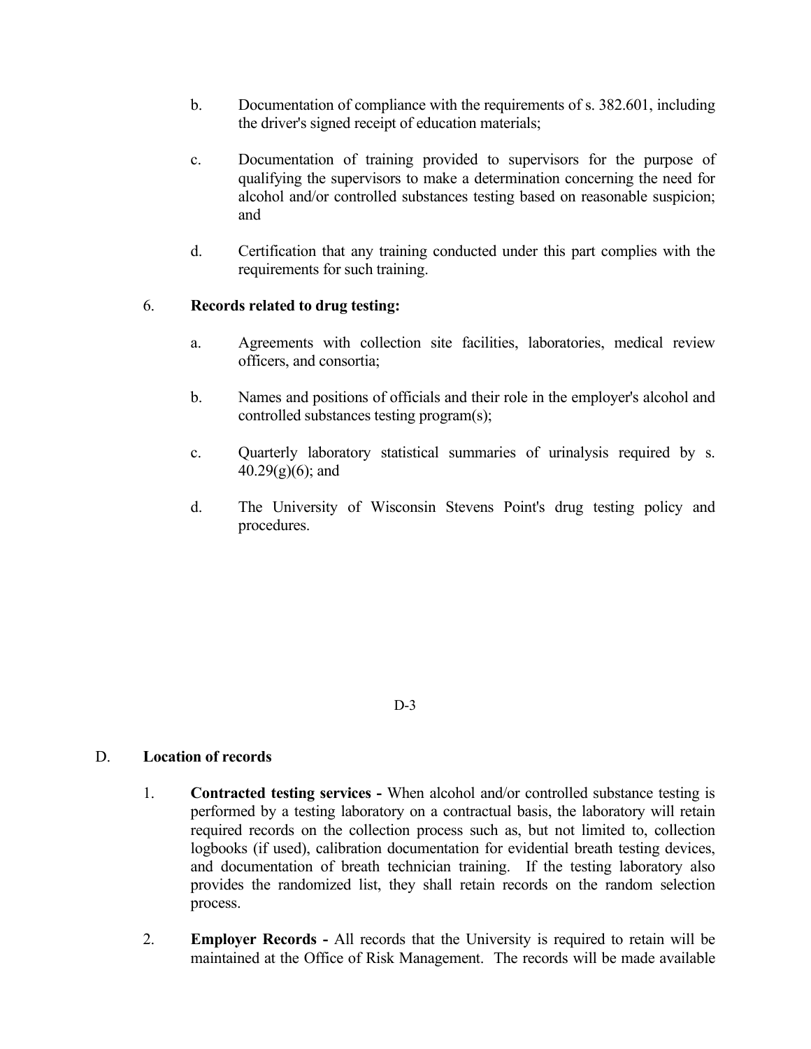b. Documentation of compliance with the requirements of s. 382.601, including the driver's signed receipt of education materials;

c. Documentation of training provided to supervisors for the purpose of qualifying the supervisors to make a determination concerning the need for alcohol and/or controlled substances testing based on reasonable suspicion; and

d. Certification that any training conducted under this part complies with the requirements for such training.

6. **Records related to drug testing:**

   a. Agreements with collection site facilities, laboratories, medical review officers, and consortia;

   b. Names and positions of officials and their role in the employer's alcohol and controlled substances testing program(s);

   c. Quarterly laboratory statistical summaries of urinalysis required by s. 40.29(g)(6); and

   d. The University of Wisconsin Stevens Point's drug testing policy and procedures.

D. **Location of records**

1. **Contracted testing services -** When alcohol and/or controlled substance testing is performed by a testing laboratory on a contractual basis, the laboratory will retain required records on the collection process such as, but not limited to, collection logbooks (if used), calibration documentation for evidential breath testing devices, and documentation of breath technician training. If the testing laboratory also provides the randomized list, they shall retain records on the random selection process.

2. **Employer Records -** All records that the University is required to retain will be maintained at the Office of Risk Management. The records will be made available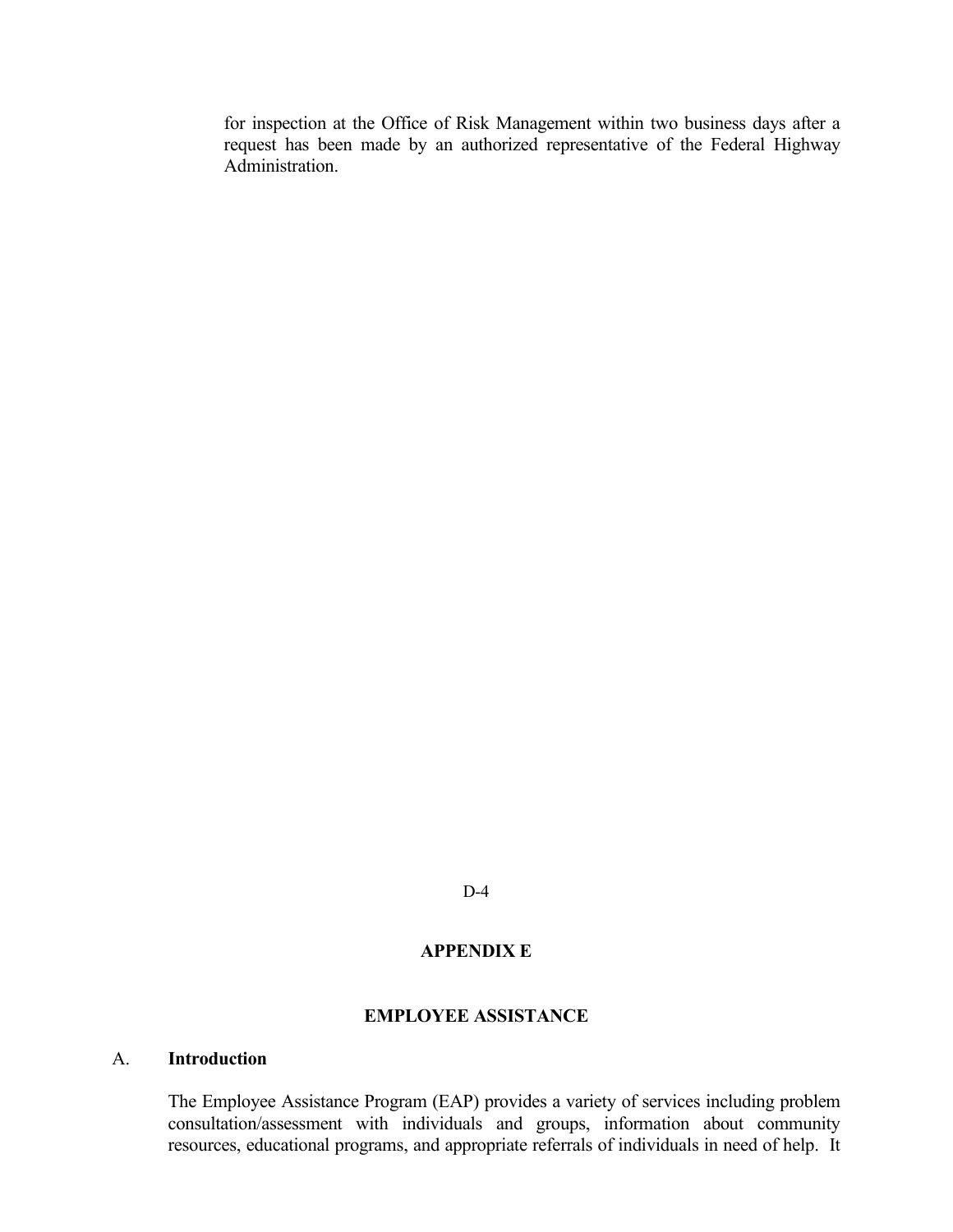for inspection at the Office of Risk Management within two business days after a request has been made by an authorized representative of the Federal Highway Administration.

# APPENDIX E

## EMPLOYEE ASSISTANCE

### A. Introduction

The Employee Assistance Program (EAP) provides a variety of services including problem consultation/assessment with individuals and groups, information about community resources, educational programs, and appropriate referrals of individuals in need of help. It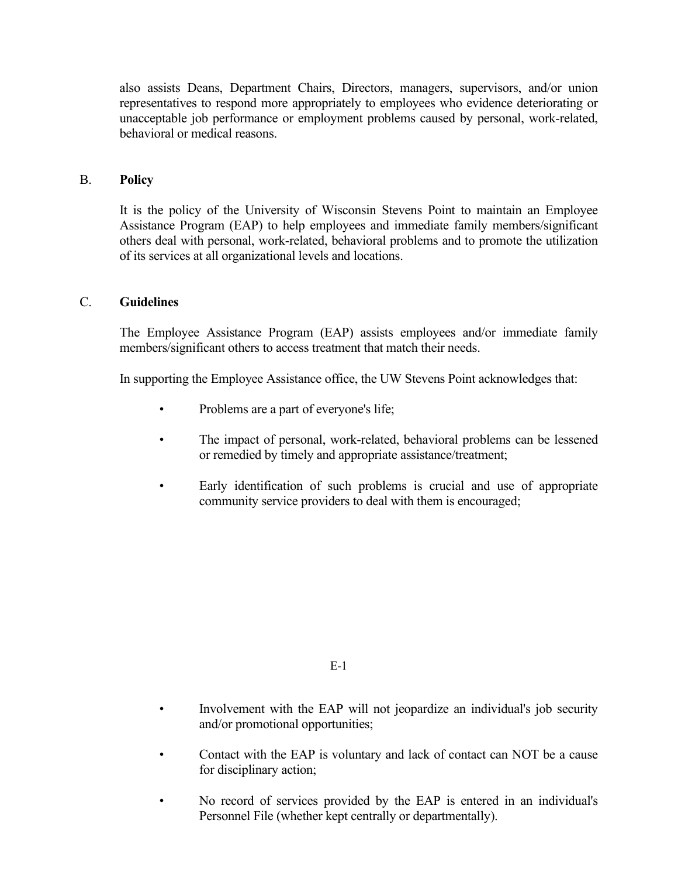also assists Deans, Department Chairs, Directors, managers, supervisors, and/or union representatives to respond more appropriately to employees who evidence deteriorating or unacceptable job performance or employment problems caused by personal, work-related, behavioral or medical reasons.

B. **Policy**

It is the policy of the University of Wisconsin Stevens Point to maintain an Employee Assistance Program (EAP) to help employees and immediate family members/significant others deal with personal, work-related, behavioral problems and to promote the utilization of its services at all organizational levels and locations.

C. **Guidelines**

The Employee Assistance Program (EAP) assists employees and/or immediate family members/significant others to access treatment that match their needs.

In supporting the Employee Assistance office, the UW Stevens Point acknowledges that:

- Problems are a part of everyone's life;
- The impact of personal, work-related, behavioral problems can be lessened or remedied by timely and appropriate assistance/treatment;
- Early identification of such problems is crucial and use of appropriate community service providers to deal with them is encouraged;
- Involvement with the EAP will not jeopardize an individual's job security and/or promotional opportunities;
- Contact with the EAP is voluntary and lack of contact can NOT be a cause for disciplinary action;
- No record of services provided by the EAP is entered in an individual's Personnel File (whether kept centrally or departmentally).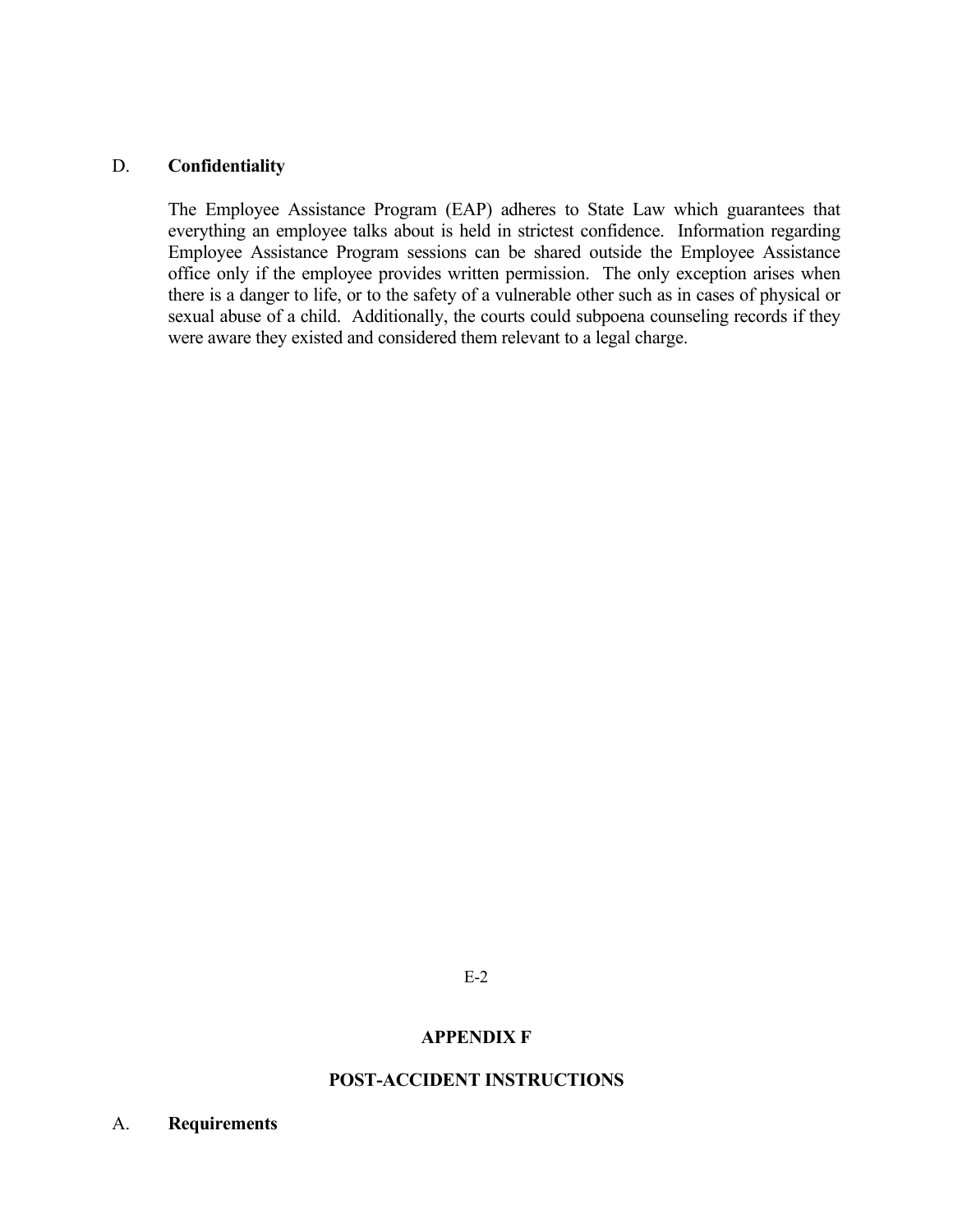## D. **Confidentiality**

The Employee Assistance Program (EAP) adheres to State Law which guarantees that everything an employee talks about is held in strictest confidence. Information regarding Employee Assistance Program sessions can be shared outside the Employee Assistance office only if the employee provides written permission. The only exception arises when there is a danger to life, or to the safety of a vulnerable other such as in cases of physical or sexual abuse of a child. Additionally, the courts could subpoena counseling records if they were aware they existed and considered them relevant to a legal charge.

# APPENDIX F

# POST-ACCIDENT INSTRUCTIONS

## A. **Requirements**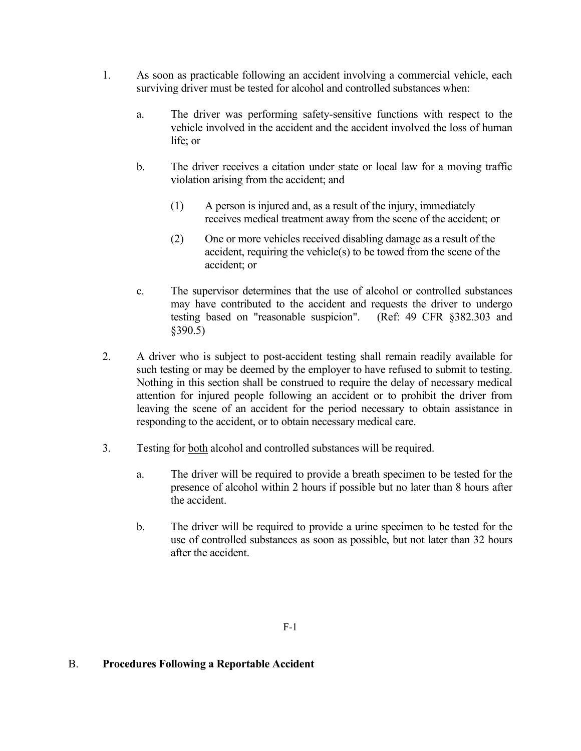1. As soon as practicable following an accident involving a commercial vehicle, each surviving driver must be tested for alcohol and controlled substances when:

   a. The driver was performing safety-sensitive functions with respect to the vehicle involved in the accident and the accident involved the loss of human life; or

   b. The driver receives a citation under state or local law for a moving traffic violation arising from the accident; and

      (1) A person is injured and, as a result of the injury, immediately receives medical treatment away from the scene of the accident; or

      (2) One or more vehicles received disabling damage as a result of the accident, requiring the vehicle(s) to be towed from the scene of the accident; or

   c. The supervisor determines that the use of alcohol or controlled substances may have contributed to the accident and requests the driver to undergo testing based on "reasonable suspicion". (Ref: 49 CFR §382.303 and §390.5)

2. A driver who is subject to post-accident testing shall remain readily available for such testing or may be deemed by the employer to have refused to submit to testing. Nothing in this section shall be construed to require the delay of necessary medical attention for injured people following an accident or to prohibit the driver from leaving the scene of an accident for the period necessary to obtain assistance in responding to the accident, or to obtain necessary medical care.

3. Testing for <u>both</u> alcohol and controlled substances will be required.

   a. The driver will be required to provide a breath specimen to be tested for the presence of alcohol within 2 hours if possible but no later than 8 hours after the accident.

   b. The driver will be required to provide a urine specimen to be tested for the use of controlled substances as soon as possible, but not later than 32 hours after the accident.

## B. **Procedures Following a Reportable Accident**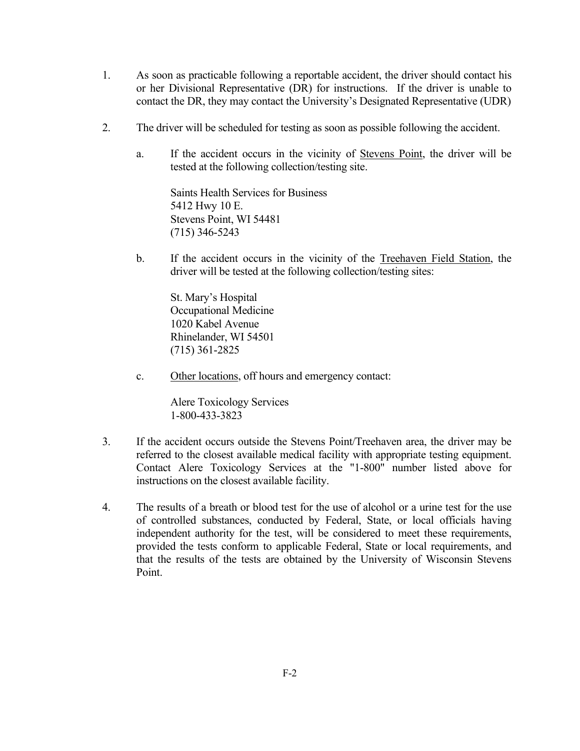1. As soon as practicable following a reportable accident, the driver should contact his or her Divisional Representative (DR) for instructions. If the driver is unable to contact the DR, they may contact the University's Designated Representative (UDR)

2. The driver will be scheduled for testing as soon as possible following the accident.

   a. If the accident occurs in the vicinity of <u>Stevens Point</u>, the driver will be tested at the following collection/testing site.

      Saints Health Services for Business
      5412 Hwy 10 E.
      Stevens Point, WI 54481
      (715) 346-5243

   b. If the accident occurs in the vicinity of the <u>Treehaven Field Station</u>, the driver will be tested at the following collection/testing sites:

      St. Mary's Hospital
      Occupational Medicine
      1020 Kabel Avenue
      Rhinelander, WI 54501
      (715) 361-2825

   c. <u>Other locations</u>, off hours and emergency contact:

      Alere Toxicology Services
      1-800-433-3823

3. If the accident occurs outside the Stevens Point/Treehaven area, the driver may be referred to the closest available medical facility with appropriate testing equipment. Contact Alere Toxicology Services at the "1-800" number listed above for instructions on the closest available facility.

4. The results of a breath or blood test for the use of alcohol or a urine test for the use of controlled substances, conducted by Federal, State, or local officials having independent authority for the test, will be considered to meet these requirements, provided the tests conform to applicable Federal, State or local requirements, and that the results of the tests are obtained by the University of Wisconsin Stevens Point.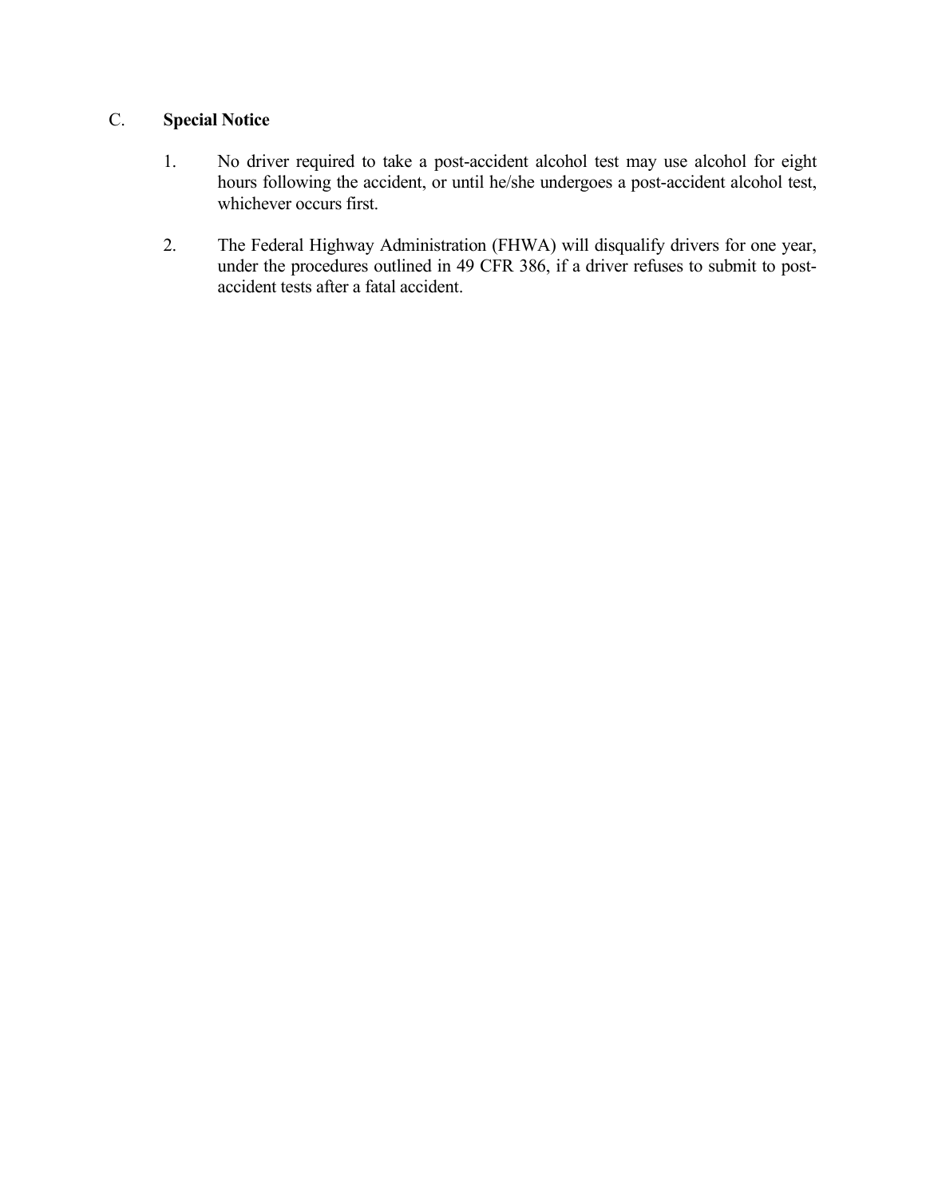## C. Special Notice

1. No driver required to take a post-accident alcohol test may use alcohol for eight hours following the accident, or until he/she undergoes a post-accident alcohol test, whichever occurs first.

2. The Federal Highway Administration (FHWA) will disqualify drivers for one year, under the procedures outlined in 49 CFR 386, if a driver refuses to submit to post-accident tests after a fatal accident.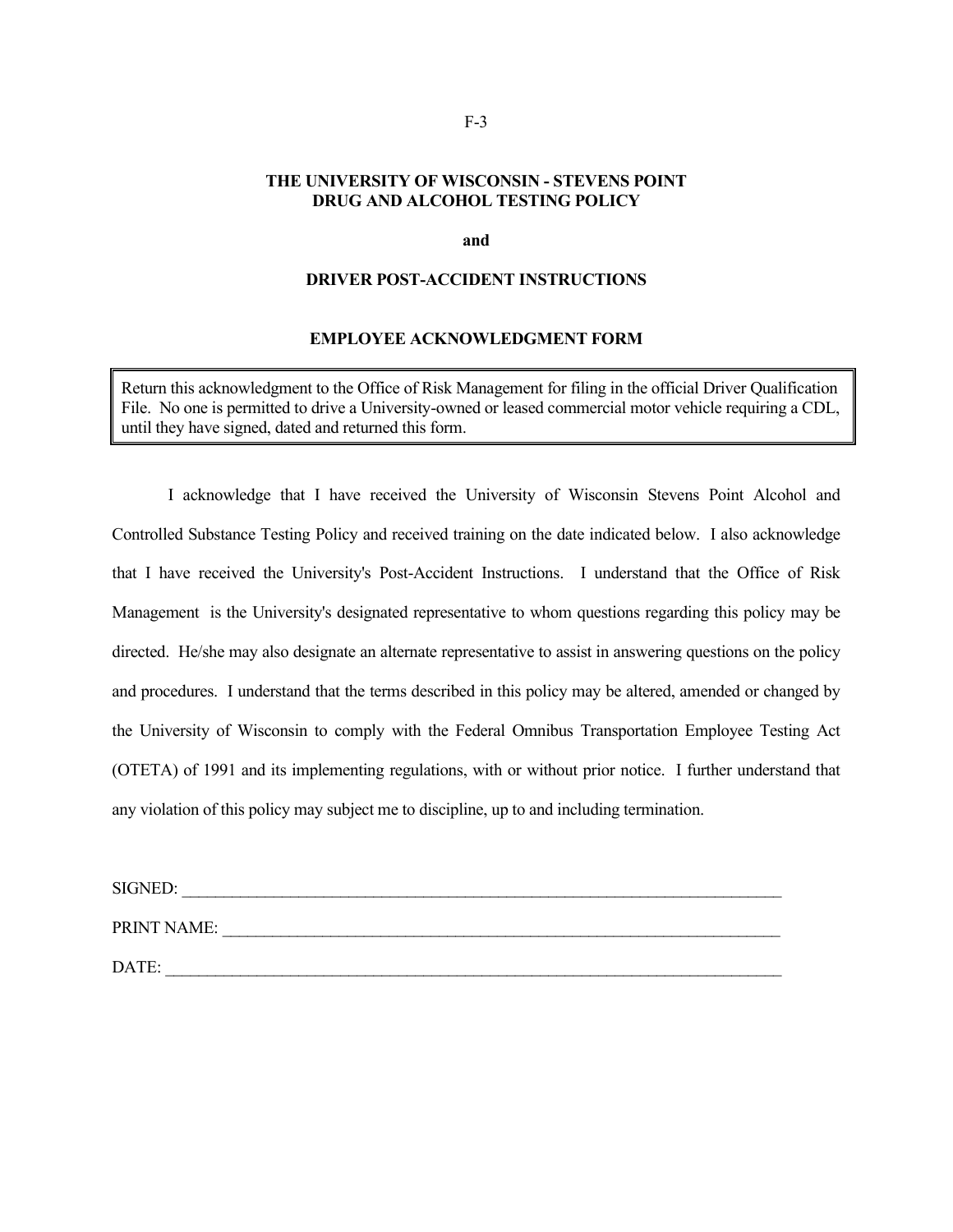F-3

# THE UNIVERSITY OF WISCONSIN - STEVENS POINT DRUG AND ALCOHOL TESTING POLICY

**and**

## DRIVER POST-ACCIDENT INSTRUCTIONS

### EMPLOYEE ACKNOWLEDGMENT FORM

> Return this acknowledgment to the Office of Risk Management for filing in the official Driver Qualification File. No one is permitted to drive a University-owned or leased commercial motor vehicle requiring a CDL, until they have signed, dated and returned this form.

I acknowledge that I have received the University of Wisconsin Stevens Point Alcohol and Controlled Substance Testing Policy and received training on the date indicated below. I also acknowledge that I have received the University's Post-Accident Instructions. I understand that the Office of Risk Management is the University's designated representative to whom questions regarding this policy may be directed. He/she may also designate an alternate representative to assist in answering questions on the policy and procedures. I understand that the terms described in this policy may be altered, amended or changed by the University of Wisconsin to comply with the Federal Omnibus Transportation Employee Testing Act (OTETA) of 1991 and its implementing regulations, with or without prior notice. I further understand that any violation of this policy may subject me to discipline, up to and including termination.

SIGNED: ___________________________________________________________________________

PRINT NAME: _______________________________________________________________________

DATE: _____________________________________________________________________________